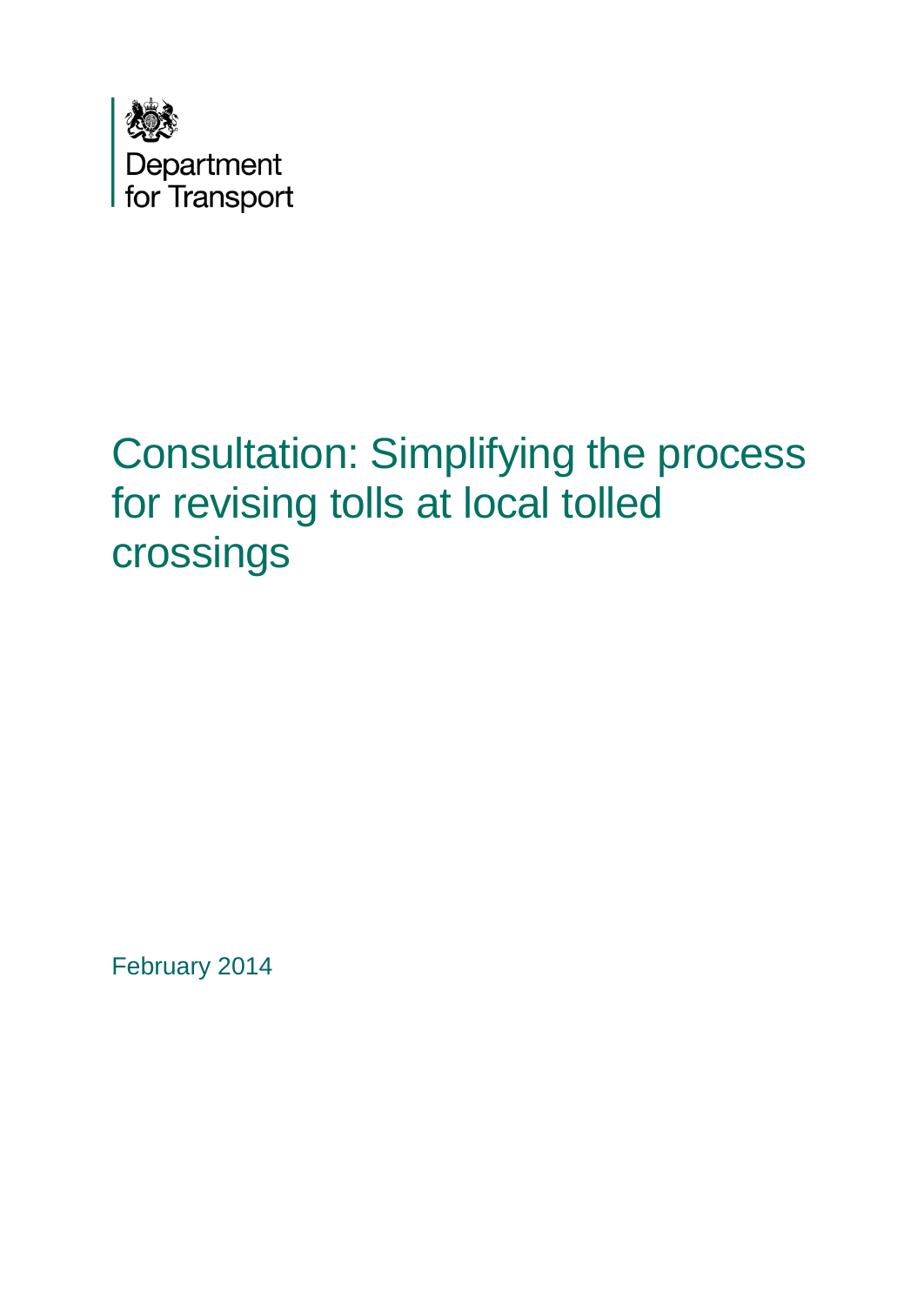Department for Transport

# Consultation: Simplifying the process for revising tolls at local tolled crossings

February 2014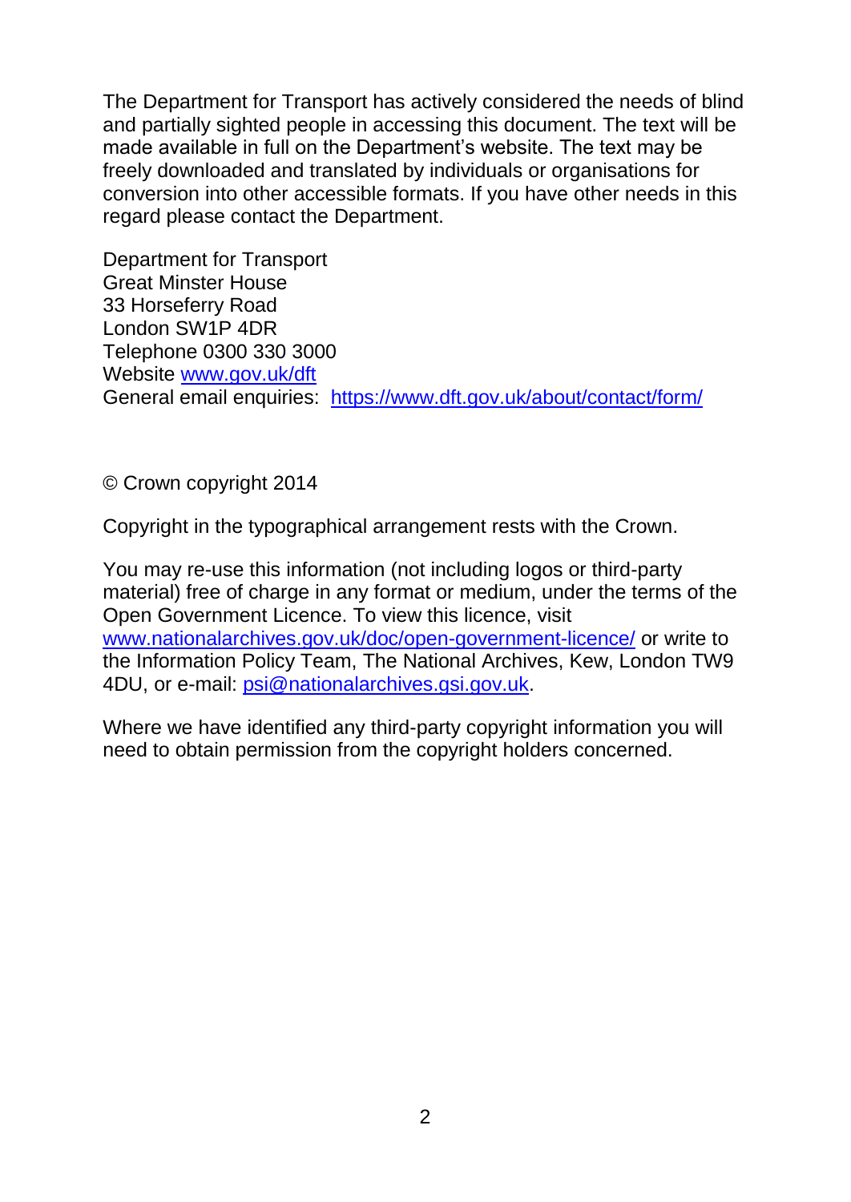The Department for Transport has actively considered the needs of blind and partially sighted people in accessing this document. The text will be made available in full on the Department's website. The text may be freely downloaded and translated by individuals or organisations for conversion into other accessible formats. If you have other needs in this regard please contact the Department.

Department for Transport  
Great Minster House  
33 Horseferry Road  
London SW1P 4DR  
Telephone 0300 330 3000  
Website [www.gov.uk/dft](www.gov.uk/dft)  
General email enquiries: [https://www.dft.gov.uk/about/contact/form/](https://www.dft.gov.uk/about/contact/form/)

© Crown copyright 2014

Copyright in the typographical arrangement rests with the Crown.

You may re-use this information (not including logos or third-party material) free of charge in any format or medium, under the terms of the Open Government Licence. To view this licence, visit [www.nationalarchives.gov.uk/doc/open-government-licence/](www.nationalarchives.gov.uk/doc/open-government-licence/) or write to the Information Policy Team, The National Archives, Kew, London TW9 4DU, or e-mail: [psi@nationalarchives.gsi.gov.uk](mailto:psi@nationalarchives.gsi.gov.uk).

Where we have identified any third-party copyright information you will need to obtain permission from the copyright holders concerned.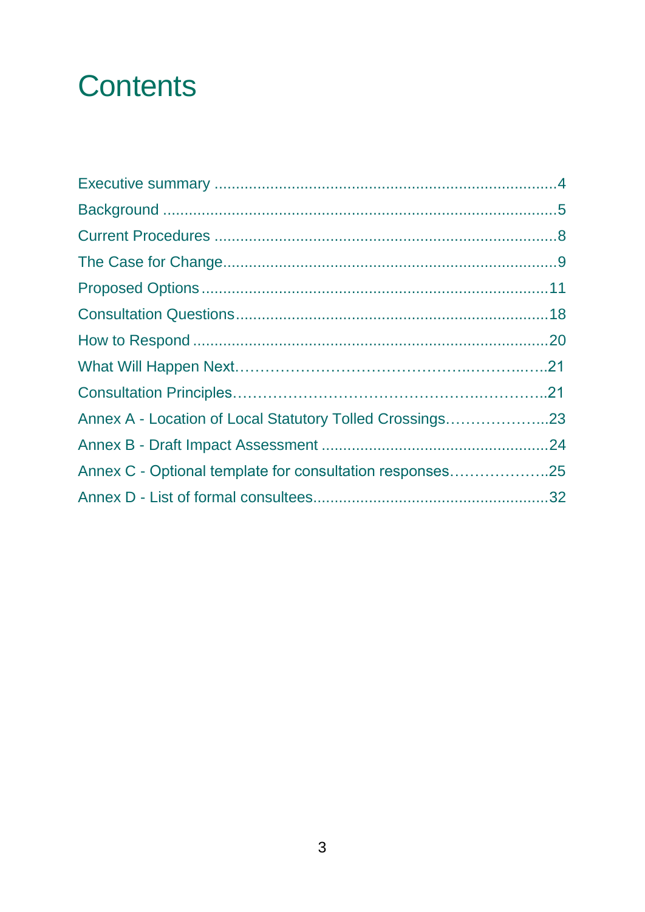# Contents

Executive summary ....................................................................................4

Background ...............................................................................................5

Current Procedures ...................................................................................8

The Case for Change..................................................................................9

Proposed Options .....................................................................................11

Consultation Questions.............................................................................18

How to Respond .......................................................................................20

What Will Happen Next…………………………………………….……….…..21

Consultation Principles……………………………………………….………..21

Annex A - Location of Local Statutory Tolled Crossings………………...23

Annex B - Draft Impact Assessment .......................................................24

Annex C - Optional template for consultation responses………………..25

Annex D - List of formal consultees.........................................................32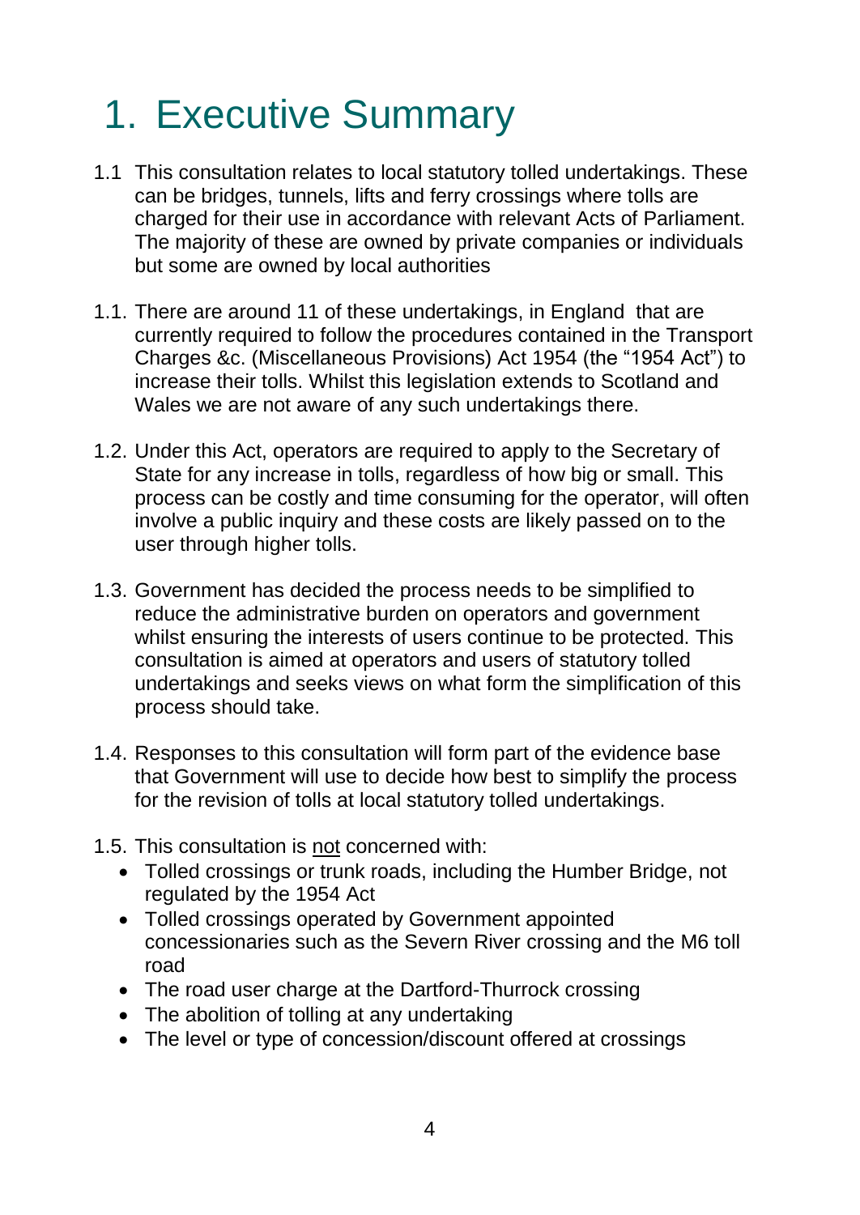# 1. Executive Summary

1.1 This consultation relates to local statutory tolled undertakings. These can be bridges, tunnels, lifts and ferry crossings where tolls are charged for their use in accordance with relevant Acts of Parliament. The majority of these are owned by private companies or individuals but some are owned by local authorities

1.1. There are around 11 of these undertakings, in England that are currently required to follow the procedures contained in the Transport Charges &c. (Miscellaneous Provisions) Act 1954 (the "1954 Act") to increase their tolls. Whilst this legislation extends to Scotland and Wales we are not aware of any such undertakings there.

1.2. Under this Act, operators are required to apply to the Secretary of State for any increase in tolls, regardless of how big or small. This process can be costly and time consuming for the operator, will often involve a public inquiry and these costs are likely passed on to the user through higher tolls.

1.3. Government has decided the process needs to be simplified to reduce the administrative burden on operators and government whilst ensuring the interests of users continue to be protected. This consultation is aimed at operators and users of statutory tolled undertakings and seeks views on what form the simplification of this process should take.

1.4. Responses to this consultation will form part of the evidence base that Government will use to decide how best to simplify the process for the revision of tolls at local statutory tolled undertakings.

1.5. This consultation is <u>not</u> concerned with:

- Tolled crossings or trunk roads, including the Humber Bridge, not regulated by the 1954 Act
- Tolled crossings operated by Government appointed concessionaries such as the Severn River crossing and the M6 toll road
- The road user charge at the Dartford-Thurrock crossing
- The abolition of tolling at any undertaking
- The level or type of concession/discount offered at crossings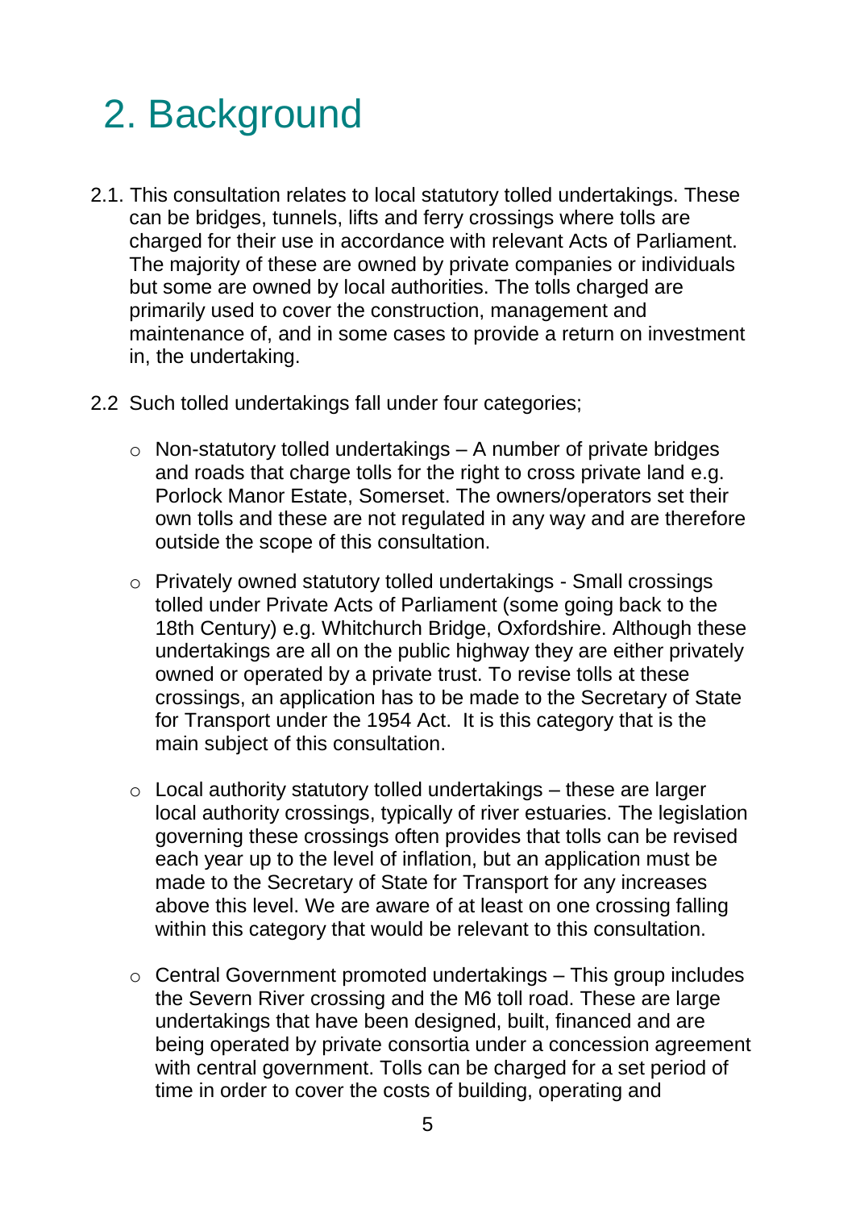# 2. Background

2.1. This consultation relates to local statutory tolled undertakings. These can be bridges, tunnels, lifts and ferry crossings where tolls are charged for their use in accordance with relevant Acts of Parliament. The majority of these are owned by private companies or individuals but some are owned by local authorities. The tolls charged are primarily used to cover the construction, management and maintenance of, and in some cases to provide a return on investment in, the undertaking.

2.2 Such tolled undertakings fall under four categories;

- Non-statutory tolled undertakings – A number of private bridges and roads that charge tolls for the right to cross private land e.g. Porlock Manor Estate, Somerset. The owners/operators set their own tolls and these are not regulated in any way and are therefore outside the scope of this consultation.

- Privately owned statutory tolled undertakings - Small crossings tolled under Private Acts of Parliament (some going back to the 18th Century) e.g. Whitchurch Bridge, Oxfordshire. Although these undertakings are all on the public highway they are either privately owned or operated by a private trust. To revise tolls at these crossings, an application has to be made to the Secretary of State for Transport under the 1954 Act. It is this category that is the main subject of this consultation.

- Local authority statutory tolled undertakings – these are larger local authority crossings, typically of river estuaries. The legislation governing these crossings often provides that tolls can be revised each year up to the level of inflation, but an application must be made to the Secretary of State for Transport for any increases above this level. We are aware of at least on one crossing falling within this category that would be relevant to this consultation.

- Central Government promoted undertakings – This group includes the Severn River crossing and the M6 toll road. These are large undertakings that have been designed, built, financed and are being operated by private consortia under a concession agreement with central government. Tolls can be charged for a set period of time in order to cover the costs of building, operating and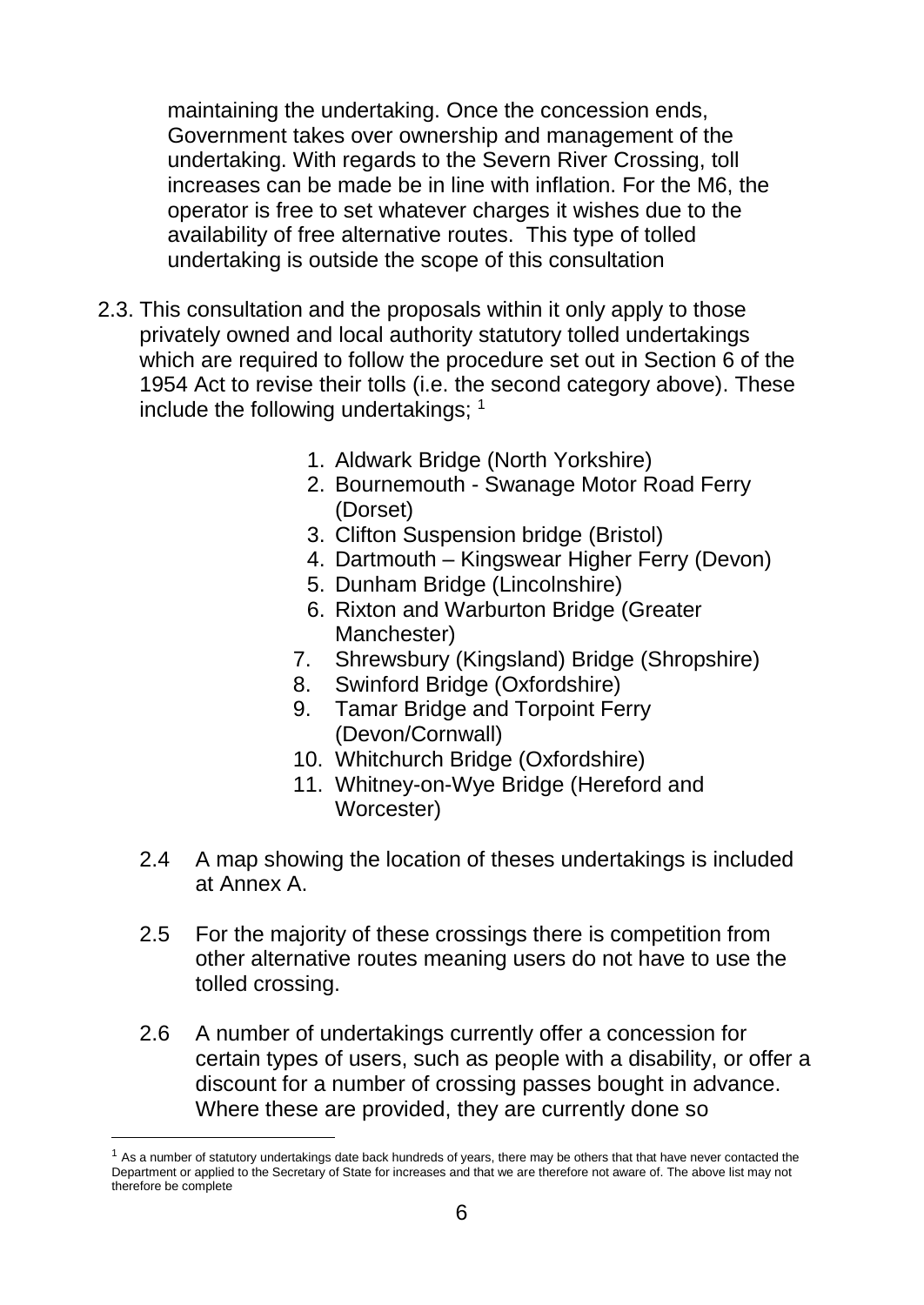maintaining the undertaking. Once the concession ends, Government takes over ownership and management of the undertaking. With regards to the Severn River Crossing, toll increases can be made be in line with inflation. For the M6, the operator is free to set whatever charges it wishes due to the availability of free alternative routes. This type of tolled undertaking is outside the scope of this consultation

2.3. This consultation and the proposals within it only apply to those privately owned and local authority statutory tolled undertakings which are required to follow the procedure set out in Section 6 of the 1954 Act to revise their tolls (i.e. the second category above). These include the following undertakings; [1]

1. Aldwark Bridge (North Yorkshire)
2. Bournemouth - Swanage Motor Road Ferry (Dorset)
3. Clifton Suspension bridge (Bristol)
4. Dartmouth – Kingswear Higher Ferry (Devon)
5. Dunham Bridge (Lincolnshire)
6. Rixton and Warburton Bridge (Greater Manchester)
7. Shrewsbury (Kingsland) Bridge (Shropshire)
8. Swinford Bridge (Oxfordshire)
9. Tamar Bridge and Torpoint Ferry (Devon/Cornwall)
10. Whitchurch Bridge (Oxfordshire)
11. Whitney-on-Wye Bridge (Hereford and Worcester)

2.4 A map showing the location of theses undertakings is included at Annex A.

2.5 For the majority of these crossings there is competition from other alternative routes meaning users do not have to use the tolled crossing.

2.6 A number of undertakings currently offer a concession for certain types of users, such as people with a disability, or offer a discount for a number of crossing passes bought in advance. Where these are provided, they are currently done so

[1] As a number of statutory undertakings date back hundreds of years, there may be others that that have never contacted the Department or applied to the Secretary of State for increases and that we are therefore not aware of. The above list may not therefore be complete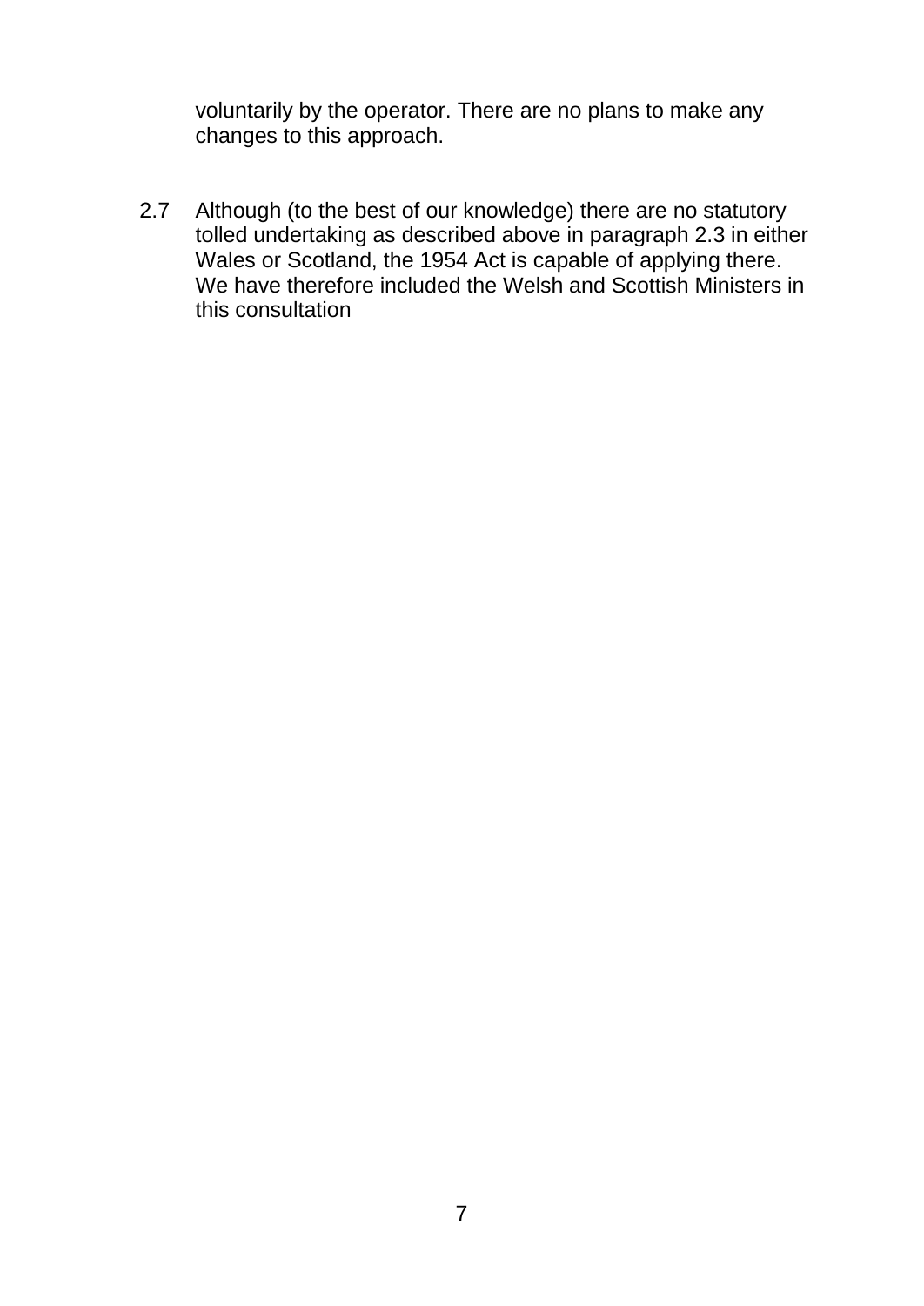voluntarily by the operator. There are no plans to make any changes to this approach.

2.7 Although (to the best of our knowledge) there are no statutory tolled undertaking as described above in paragraph 2.3 in either Wales or Scotland, the 1954 Act is capable of applying there. We have therefore included the Welsh and Scottish Ministers in this consultation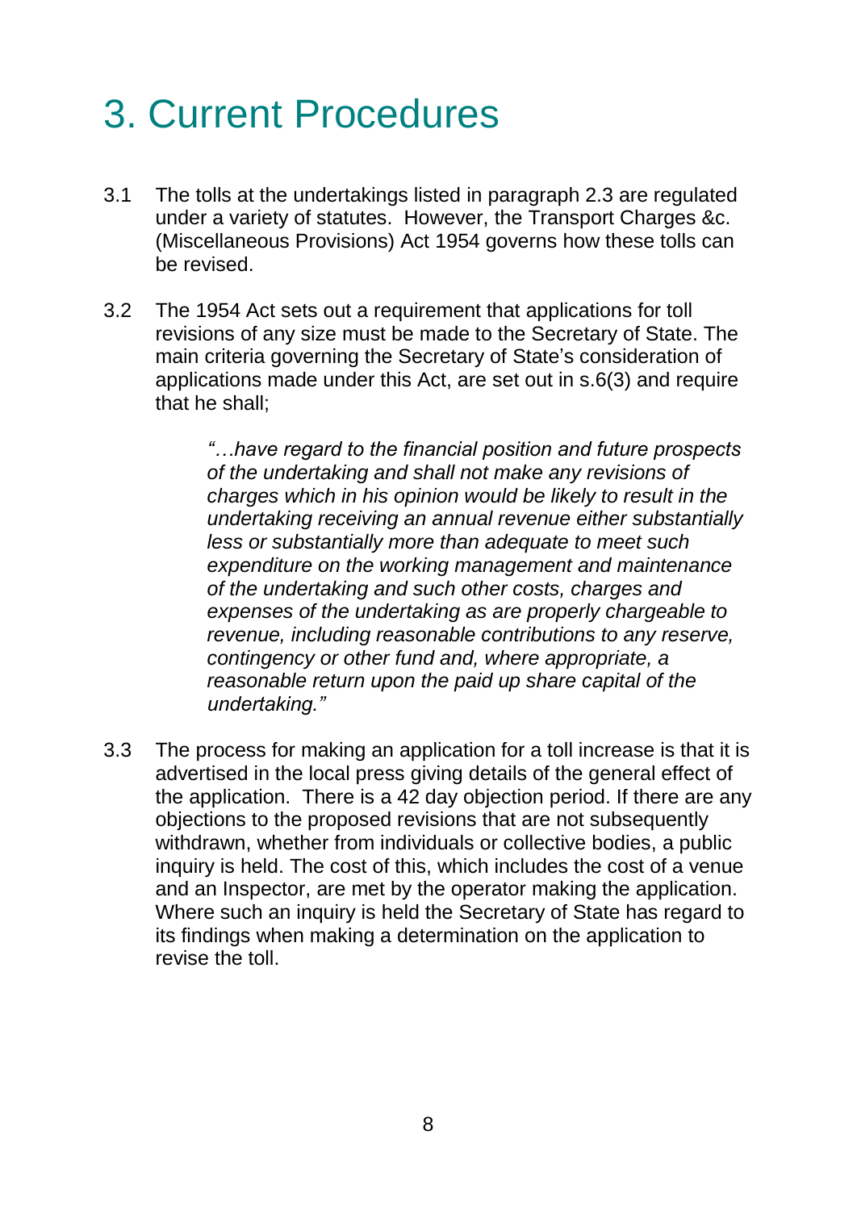# 3. Current Procedures

3.1 The tolls at the undertakings listed in paragraph 2.3 are regulated under a variety of statutes. However, the Transport Charges &c. (Miscellaneous Provisions) Act 1954 governs how these tolls can be revised.

3.2 The 1954 Act sets out a requirement that applications for toll revisions of any size must be made to the Secretary of State. The main criteria governing the Secretary of State's consideration of applications made under this Act, are set out in s.6(3) and require that he shall;

> *"…have regard to the financial position and future prospects of the undertaking and shall not make any revisions of charges which in his opinion would be likely to result in the undertaking receiving an annual revenue either substantially less or substantially more than adequate to meet such expenditure on the working management and maintenance of the undertaking and such other costs, charges and expenses of the undertaking as are properly chargeable to revenue, including reasonable contributions to any reserve, contingency or other fund and, where appropriate, a reasonable return upon the paid up share capital of the undertaking."*

3.3 The process for making an application for a toll increase is that it is advertised in the local press giving details of the general effect of the application. There is a 42 day objection period. If there are any objections to the proposed revisions that are not subsequently withdrawn, whether from individuals or collective bodies, a public inquiry is held. The cost of this, which includes the cost of a venue and an Inspector, are met by the operator making the application. Where such an inquiry is held the Secretary of State has regard to its findings when making a determination on the application to revise the toll.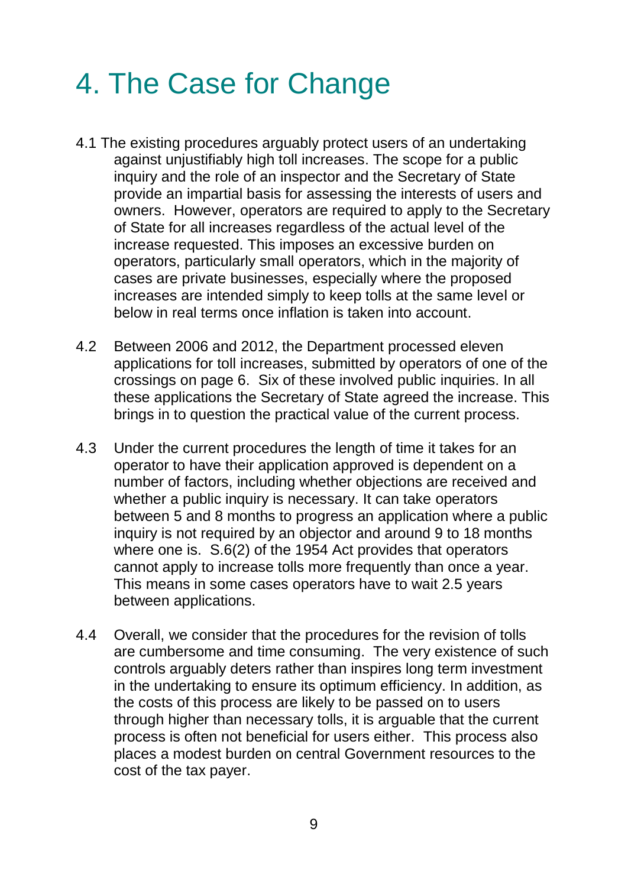# 4. The Case for Change

4.1 The existing procedures arguably protect users of an undertaking against unjustifiably high toll increases. The scope for a public inquiry and the role of an inspector and the Secretary of State provide an impartial basis for assessing the interests of users and owners. However, operators are required to apply to the Secretary of State for all increases regardless of the actual level of the increase requested. This imposes an excessive burden on operators, particularly small operators, which in the majority of cases are private businesses, especially where the proposed increases are intended simply to keep tolls at the same level or below in real terms once inflation is taken into account.

4.2 Between 2006 and 2012, the Department processed eleven applications for toll increases, submitted by operators of one of the crossings on page 6. Six of these involved public inquiries. In all these applications the Secretary of State agreed the increase. This brings in to question the practical value of the current process.

4.3 Under the current procedures the length of time it takes for an operator to have their application approved is dependent on a number of factors, including whether objections are received and whether a public inquiry is necessary. It can take operators between 5 and 8 months to progress an application where a public inquiry is not required by an objector and around 9 to 18 months where one is. S.6(2) of the 1954 Act provides that operators cannot apply to increase tolls more frequently than once a year. This means in some cases operators have to wait 2.5 years between applications.

4.4 Overall, we consider that the procedures for the revision of tolls are cumbersome and time consuming. The very existence of such controls arguably deters rather than inspires long term investment in the undertaking to ensure its optimum efficiency. In addition, as the costs of this process are likely to be passed on to users through higher than necessary tolls, it is arguable that the current process is often not beneficial for users either. This process also places a modest burden on central Government resources to the cost of the tax payer.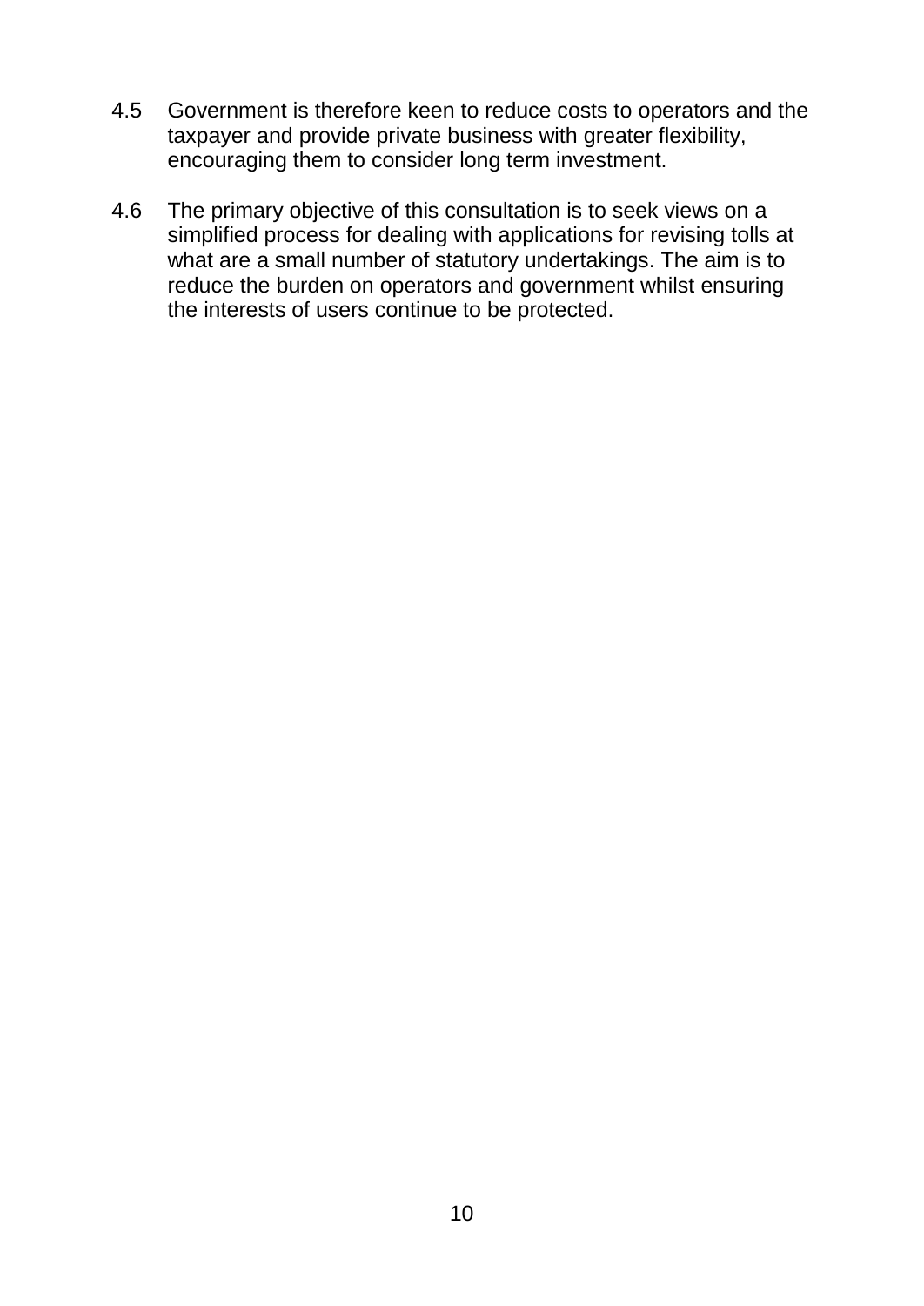4.5 Government is therefore keen to reduce costs to operators and the taxpayer and provide private business with greater flexibility, encouraging them to consider long term investment.

4.6 The primary objective of this consultation is to seek views on a simplified process for dealing with applications for revising tolls at what are a small number of statutory undertakings. The aim is to reduce the burden on operators and government whilst ensuring the interests of users continue to be protected.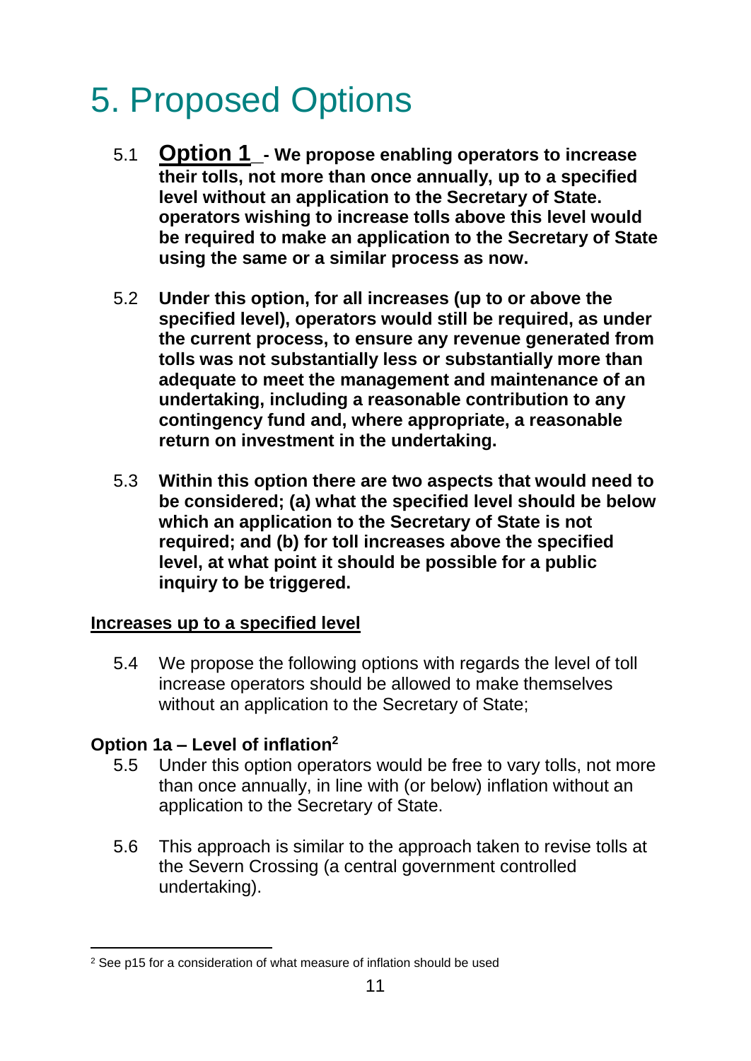# 5. Proposed Options

5.1 **Option 1 - We propose enabling operators to increase their tolls, not more than once annually, up to a specified level without an application to the Secretary of State. operators wishing to increase tolls above this level would be required to make an application to the Secretary of State using the same or a similar process as now.**

5.2 **Under this option, for all increases (up to or above the specified level), operators would still be required, as under the current process, to ensure any revenue generated from tolls was not substantially less or substantially more than adequate to meet the management and maintenance of an undertaking, including a reasonable contribution to any contingency fund and, where appropriate, a reasonable return on investment in the undertaking.**

5.3 **Within this option there are two aspects that would need to be considered; (a) what the specified level should be below which an application to the Secretary of State is not required; and (b) for toll increases above the specified level, at what point it should be possible for a public inquiry to be triggered.**

**Increases up to a specified level**

5.4 We propose the following options with regards the level of toll increase operators should be allowed to make themselves without an application to the Secretary of State;

**Option 1a – Level of inflation[2]**

5.5 Under this option operators would be free to vary tolls, not more than once annually, in line with (or below) inflation without an application to the Secretary of State.

5.6 This approach is similar to the approach taken to revise tolls at the Severn Crossing (a central government controlled undertaking).

[2] See p15 for a consideration of what measure of inflation should be used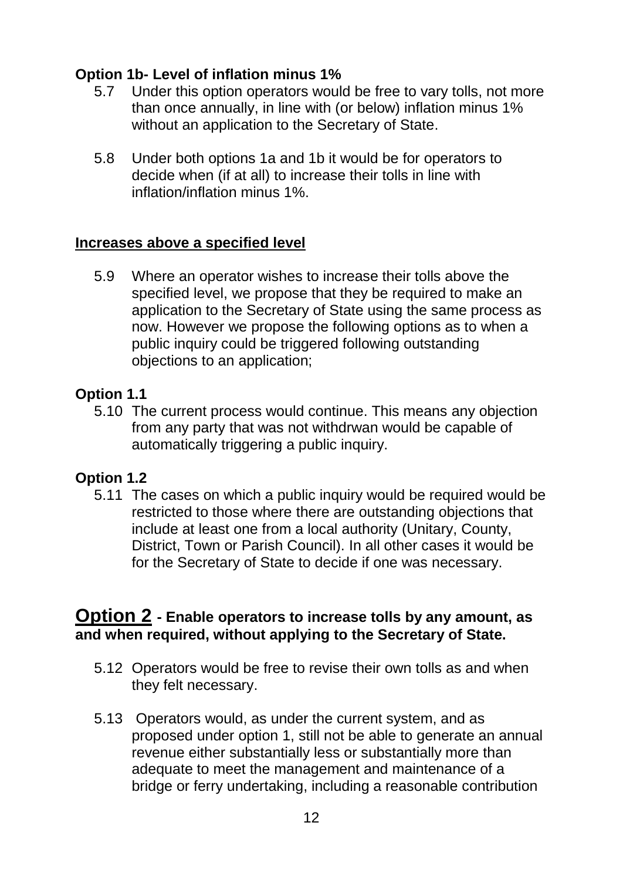**Option 1b- Level of inflation minus 1%**

5.7 Under this option operators would be free to vary tolls, not more than once annually, in line with (or below) inflation minus 1% without an application to the Secretary of State.

5.8 Under both options 1a and 1b it would be for operators to decide when (if at all) to increase their tolls in line with inflation/inflation minus 1%.

**Increases above a specified level**

5.9 Where an operator wishes to increase their tolls above the specified level, we propose that they be required to make an application to the Secretary of State using the same process as now. However we propose the following options as to when a public inquiry could be triggered following outstanding objections to an application;

**Option 1.1**

5.10 The current process would continue. This means any objection from any party that was not withdrwan would be capable of automatically triggering a public inquiry.

**Option 1.2**

5.11 The cases on which a public inquiry would be required would be restricted to those where there are outstanding objections that include at least one from a local authority (Unitary, County, District, Town or Parish Council). In all other cases it would be for the Secretary of State to decide if one was necessary.

## Option 2 - Enable operators to increase tolls by any amount, as and when required, without applying to the Secretary of State.

5.12 Operators would be free to revise their own tolls as and when they felt necessary.

5.13 Operators would, as under the current system, and as proposed under option 1, still not be able to generate an annual revenue either substantially less or substantially more than adequate to meet the management and maintenance of a bridge or ferry undertaking, including a reasonable contribution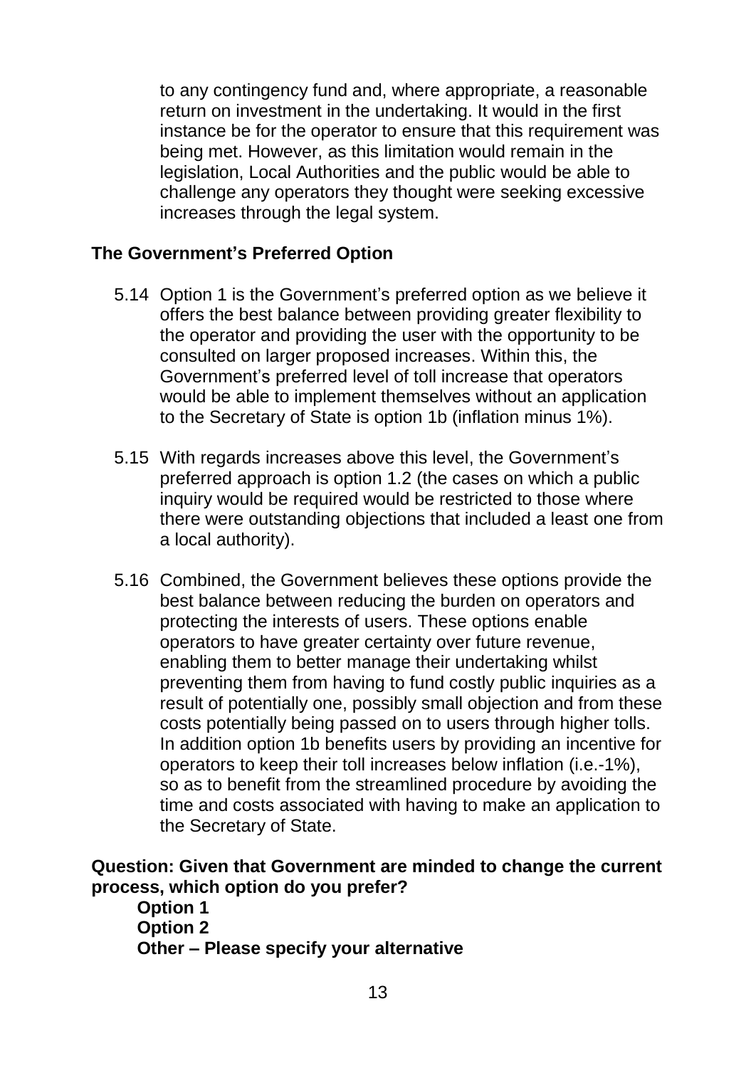to any contingency fund and, where appropriate, a reasonable return on investment in the undertaking. It would in the first instance be for the operator to ensure that this requirement was being met. However, as this limitation would remain in the legislation, Local Authorities and the public would be able to challenge any operators they thought were seeking excessive increases through the legal system.

**The Government's Preferred Option**

5.14 Option 1 is the Government's preferred option as we believe it offers the best balance between providing greater flexibility to the operator and providing the user with the opportunity to be consulted on larger proposed increases. Within this, the Government's preferred level of toll increase that operators would be able to implement themselves without an application to the Secretary of State is option 1b (inflation minus 1%).

5.15 With regards increases above this level, the Government's preferred approach is option 1.2 (the cases on which a public inquiry would be required would be restricted to those where there were outstanding objections that included a least one from a local authority).

5.16 Combined, the Government believes these options provide the best balance between reducing the burden on operators and protecting the interests of users. These options enable operators to have greater certainty over future revenue, enabling them to better manage their undertaking whilst preventing them from having to fund costly public inquiries as a result of potentially one, possibly small objection and from these costs potentially being passed on to users through higher tolls. In addition option 1b benefits users by providing an incentive for operators to keep their toll increases below inflation (i.e.-1%), so as to benefit from the streamlined procedure by avoiding the time and costs associated with having to make an application to the Secretary of State.

**Question: Given that Government are minded to change the current process, which option do you prefer?**

**Option 1**
**Option 2**
**Other – Please specify your alternative**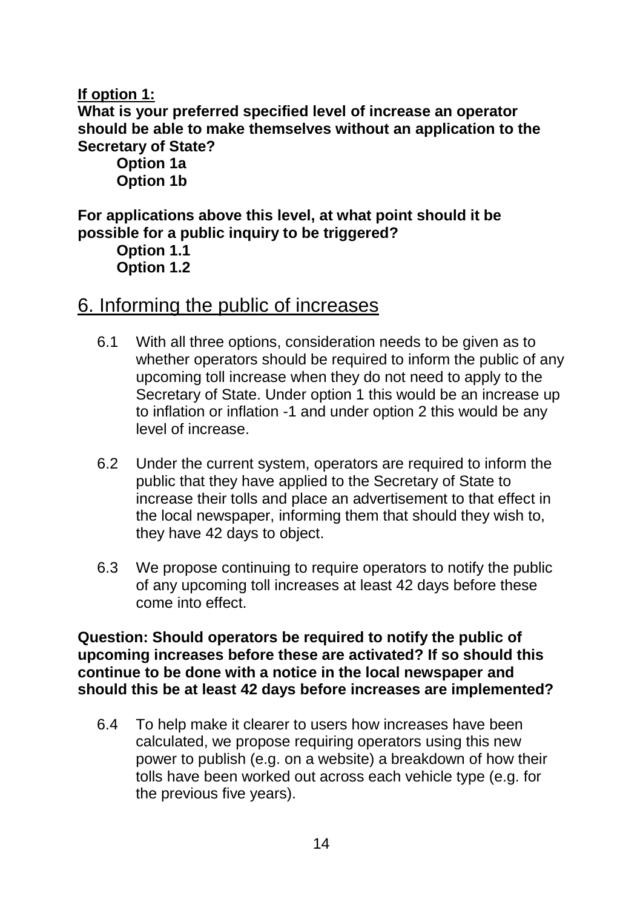**If option 1:**

**What is your preferred specified level of increase an operator should be able to make themselves without an application to the Secretary of State?**

**Option 1a**
**Option 1b**

**For applications above this level, at what point should it be possible for a public inquiry to be triggered?**

**Option 1.1**
**Option 1.2**

## 6. Informing the public of increases

6.1 With all three options, consideration needs to be given as to whether operators should be required to inform the public of any upcoming toll increase when they do not need to apply to the Secretary of State. Under option 1 this would be an increase up to inflation or inflation -1 and under option 2 this would be any level of increase.

6.2 Under the current system, operators are required to inform the public that they have applied to the Secretary of State to increase their tolls and place an advertisement to that effect in the local newspaper, informing them that should they wish to, they have 42 days to object.

6.3 We propose continuing to require operators to notify the public of any upcoming toll increases at least 42 days before these come into effect.

**Question: Should operators be required to notify the public of upcoming increases before these are activated? If so should this continue to be done with a notice in the local newspaper and should this be at least 42 days before increases are implemented?**

6.4 To help make it clearer to users how increases have been calculated, we propose requiring operators using this new power to publish (e.g. on a website) a breakdown of how their tolls have been worked out across each vehicle type (e.g. for the previous five years).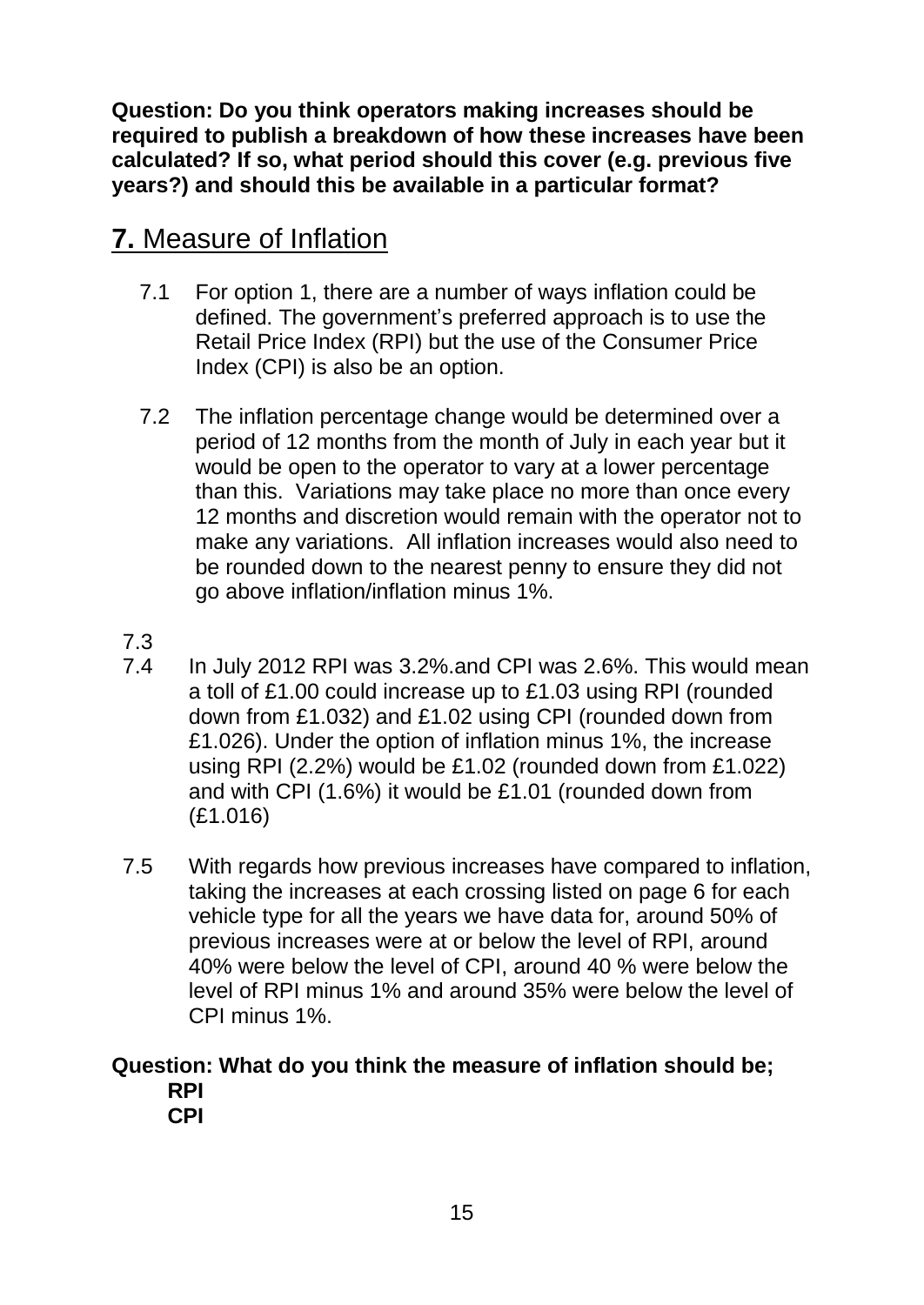**Question: Do you think operators making increases should be required to publish a breakdown of how these increases have been calculated? If so, what period should this cover (e.g. previous five years?) and should this be available in a particular format?**

## **7.** Measure of Inflation

7.1 For option 1, there are a number of ways inflation could be defined. The government's preferred approach is to use the Retail Price Index (RPI) but the use of the Consumer Price Index (CPI) is also be an option.

7.2 The inflation percentage change would be determined over a period of 12 months from the month of July in each year but it would be open to the operator to vary at a lower percentage than this. Variations may take place no more than once every 12 months and discretion would remain with the operator not to make any variations. All inflation increases would also need to be rounded down to the nearest penny to ensure they did not go above inflation/inflation minus 1%.

7.3

7.4 In July 2012 RPI was 3.2%.and CPI was 2.6%. This would mean a toll of £1.00 could increase up to £1.03 using RPI (rounded down from £1.032) and £1.02 using CPI (rounded down from £1.026). Under the option of inflation minus 1%, the increase using RPI (2.2%) would be £1.02 (rounded down from £1.022) and with CPI (1.6%) it would be £1.01 (rounded down from (£1.016)

7.5 With regards how previous increases have compared to inflation, taking the increases at each crossing listed on page 6 for each vehicle type for all the years we have data for, around 50% of previous increases were at or below the level of RPI, around 40% were below the level of CPI, around 40 % were below the level of RPI minus 1% and around 35% were below the level of CPI minus 1%.

**Question: What do you think the measure of inflation should be;**
**RPI**
**CPI**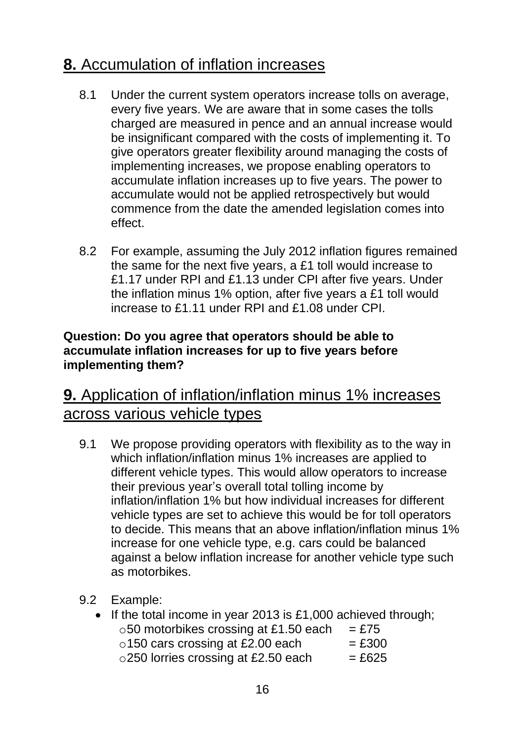## **8.** Accumulation of inflation increases

8.1 Under the current system operators increase tolls on average, every five years. We are aware that in some cases the tolls charged are measured in pence and an annual increase would be insignificant compared with the costs of implementing it. To give operators greater flexibility around managing the costs of implementing increases, we propose enabling operators to accumulate inflation increases up to five years. The power to accumulate would not be applied retrospectively but would commence from the date the amended legislation comes into effect.

8.2 For example, assuming the July 2012 inflation figures remained the same for the next five years, a £1 toll would increase to £1.17 under RPI and £1.13 under CPI after five years. Under the inflation minus 1% option, after five years a £1 toll would increase to £1.11 under RPI and £1.08 under CPI.

**Question: Do you agree that operators should be able to accumulate inflation increases for up to five years before implementing them?**

## **9.** Application of inflation/inflation minus 1% increases across various vehicle types

9.1 We propose providing operators with flexibility as to the way in which inflation/inflation minus 1% increases are applied to different vehicle types. This would allow operators to increase their previous year's overall total tolling income by inflation/inflation 1% but how individual increases for different vehicle types are set to achieve this would be for toll operators to decide. This means that an above inflation/inflation minus 1% increase for one vehicle type, e.g. cars could be balanced against a below inflation increase for another vehicle type such as motorbikes.

9.2 Example:

- If the total income in year 2013 is £1,000 achieved through;
  - 50 motorbikes crossing at £1.50 each = £75
  - 150 cars crossing at £2.00 each = £300
  - 250 lorries crossing at £2.50 each = £625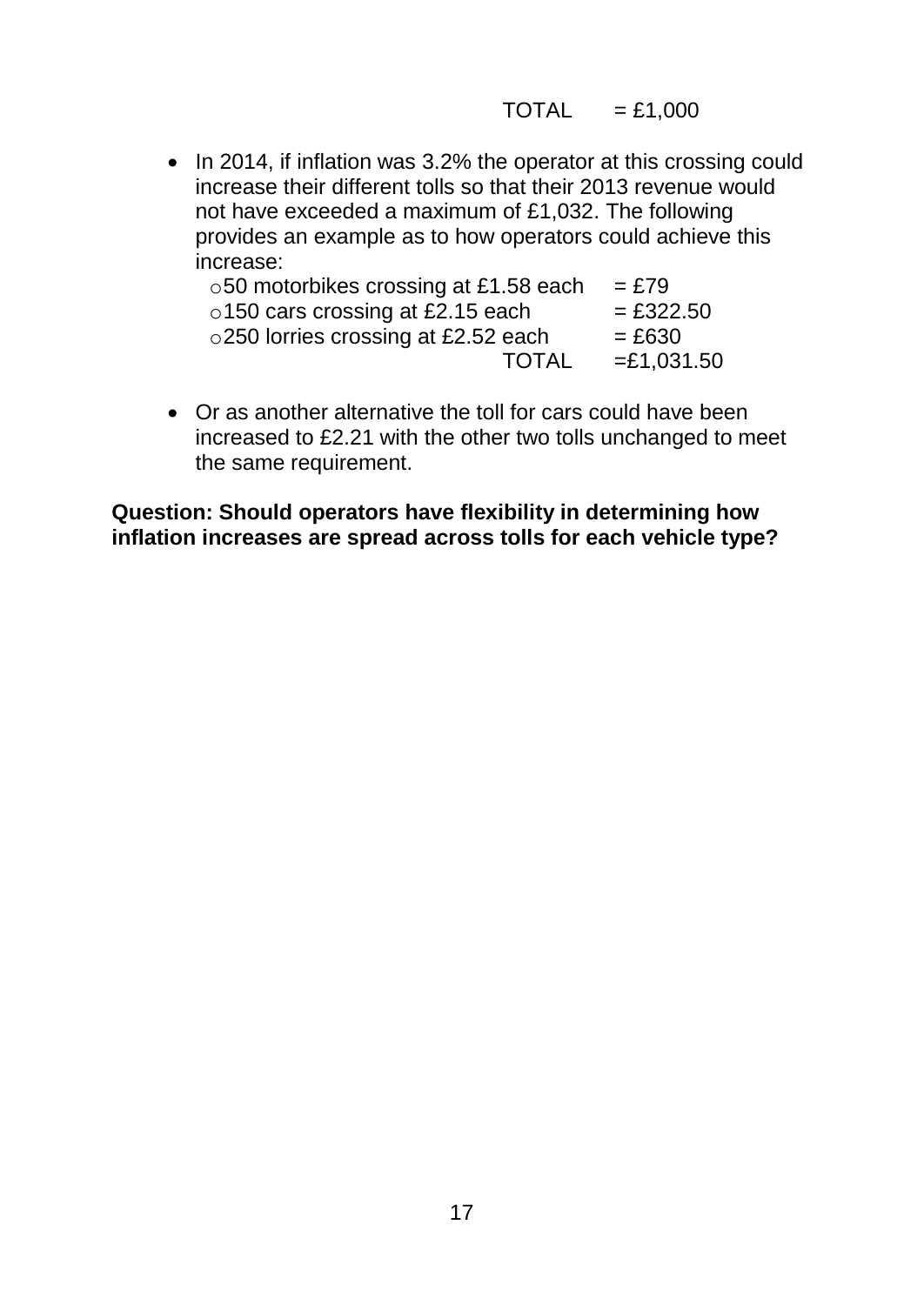TOTAL = £1,000

- In 2014, if inflation was 3.2% the operator at this crossing could increase their different tolls so that their 2013 revenue would not have exceeded a maximum of £1,032. The following provides an example as to how operators could achieve this increase:
  - 50 motorbikes crossing at £1.58 each = £79
  - 150 cars crossing at £2.15 each = £322.50
  - 250 lorries crossing at £2.52 each = £630
  
  TOTAL =£1,031.50

- Or as another alternative the toll for cars could have been increased to £2.21 with the other two tolls unchanged to meet the same requirement.

**Question: Should operators have flexibility in determining how inflation increases are spread across tolls for each vehicle type?**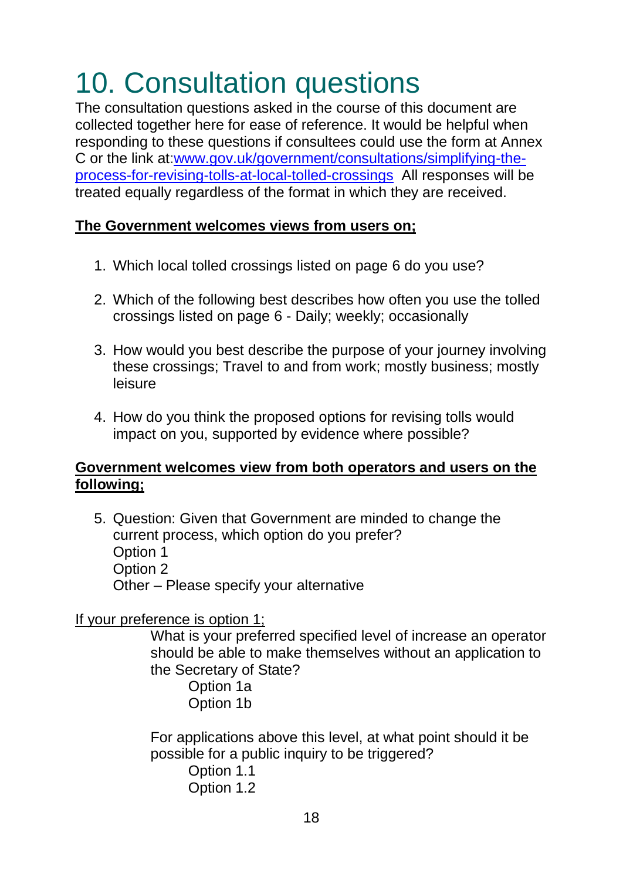# 10. Consultation questions

The consultation questions asked in the course of this document are collected together here for ease of reference. It would be helpful when responding to these questions if consultees could use the form at Annex C or the link at:[www.gov.uk/government/consultations/simplifying-the-process-for-revising-tolls-at-local-tolled-crossings](www.gov.uk/government/consultations/simplifying-the-process-for-revising-tolls-at-local-tolled-crossings) All responses will be treated equally regardless of the format in which they are received.

<u>**The Government welcomes views from users on;**</u>

1. Which local tolled crossings listed on page 6 do you use?
2. Which of the following best describes how often you use the tolled crossings listed on page 6 - Daily; weekly; occasionally
3. How would you best describe the purpose of your journey involving these crossings; Travel to and from work; mostly business; mostly leisure
4. How do you think the proposed options for revising tolls would impact on you, supported by evidence where possible?

<u>**Government welcomes view from both operators and users on the following;**</u>

5. Question: Given that Government are minded to change the current process, which option do you prefer?
   Option 1
   Option 2
   Other – Please specify your alternative

<u>If your preference is option 1;</u>

> What is your preferred specified level of increase an operator should be able to make themselves without an application to the Secretary of State?
>
> > Option 1a
> > Option 1b
>
> For applications above this level, at what point should it be possible for a public inquiry to be triggered?
>
> > Option 1.1
> > Option 1.2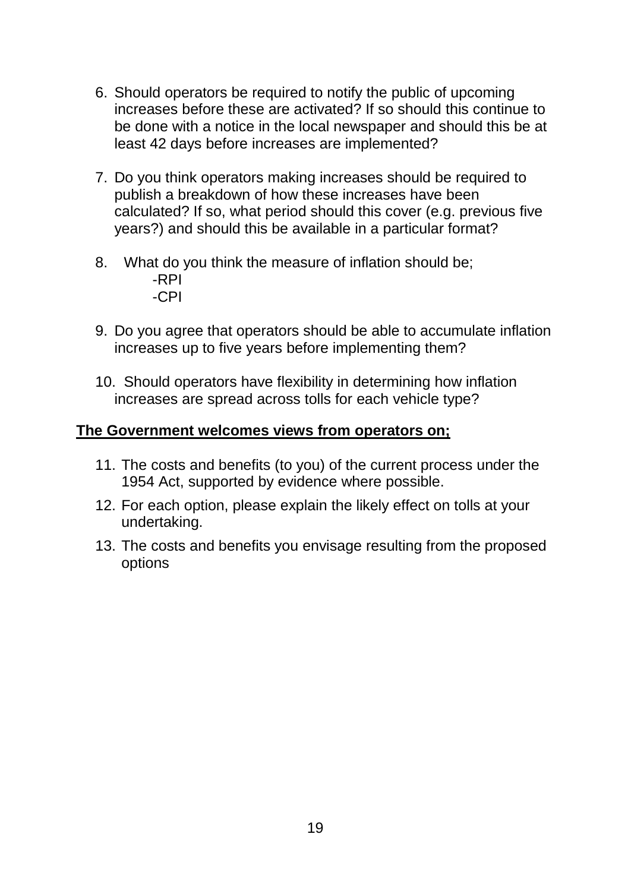6. Should operators be required to notify the public of upcoming increases before these are activated? If so should this continue to be done with a notice in the local newspaper and should this be at least 42 days before increases are implemented?

7. Do you think operators making increases should be required to publish a breakdown of how these increases have been calculated? If so, what period should this cover (e.g. previous five years?) and should this be available in a particular format?

8. What do you think the measure of inflation should be;
   - RPI
   - CPI

9. Do you agree that operators should be able to accumulate inflation increases up to five years before implementing them?

10. Should operators have flexibility in determining how inflation increases are spread across tolls for each vehicle type?

**<u>The Government welcomes views from operators on;</u>**

11. The costs and benefits (to you) of the current process under the 1954 Act, supported by evidence where possible.
12. For each option, please explain the likely effect on tolls at your undertaking.
13. The costs and benefits you envisage resulting from the proposed options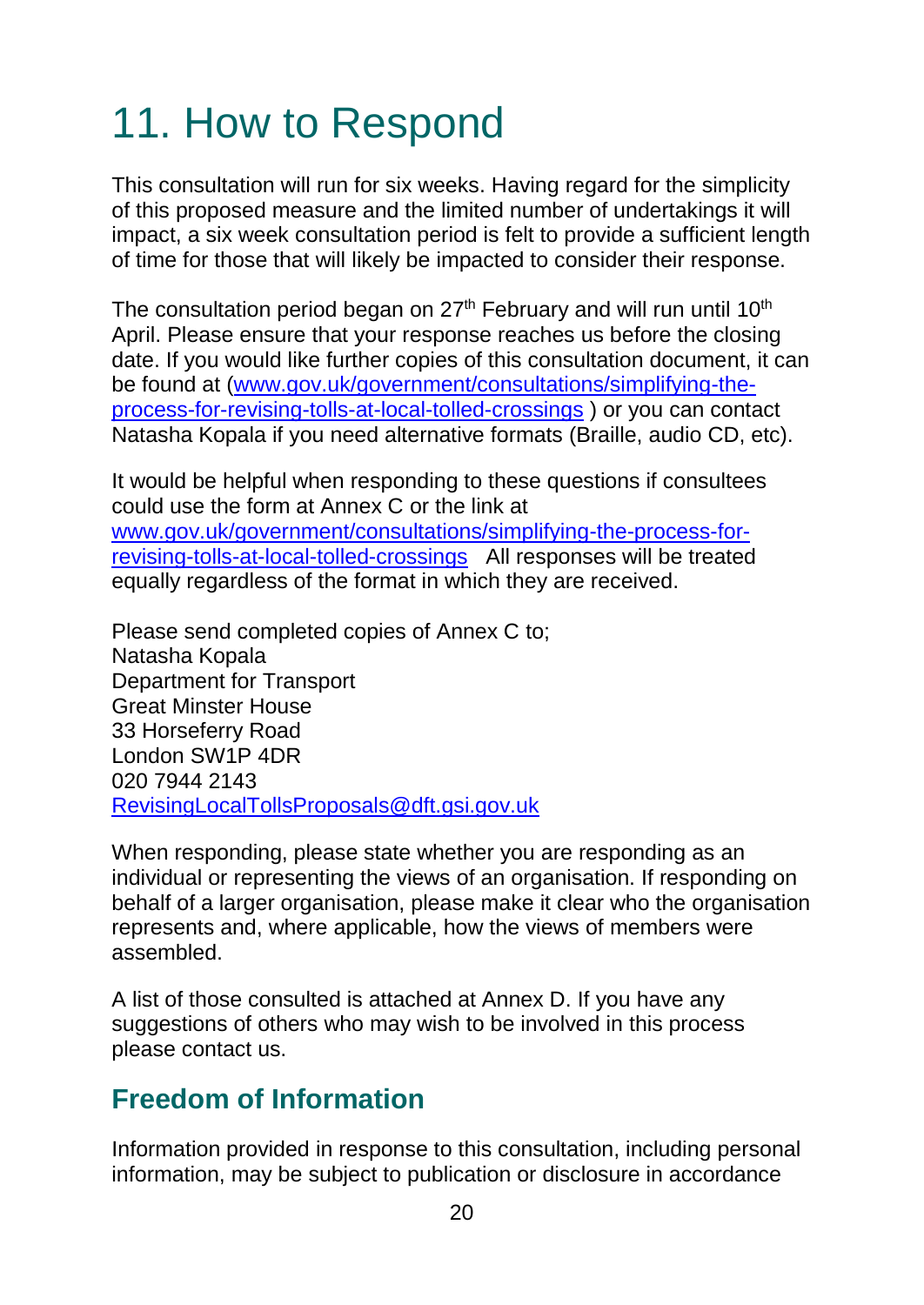# 11. How to Respond

This consultation will run for six weeks. Having regard for the simplicity of this proposed measure and the limited number of undertakings it will impact, a six week consultation period is felt to provide a sufficient length of time for those that will likely be impacted to consider their response.

The consultation period began on 27th February and will run until 10th April. Please ensure that your response reaches us before the closing date. If you would like further copies of this consultation document, it can be found at (www.gov.uk/government/consultations/simplifying-the-process-for-revising-tolls-at-local-tolled-crossings ) or you can contact Natasha Kopala if you need alternative formats (Braille, audio CD, etc).

It would be helpful when responding to these questions if consultees could use the form at Annex C or the link at www.gov.uk/government/consultations/simplifying-the-process-for-revising-tolls-at-local-tolled-crossings All responses will be treated equally regardless of the format in which they are received.

Please send completed copies of Annex C to;
Natasha Kopala
Department for Transport
Great Minster House
33 Horseferry Road
London SW1P 4DR
020 7944 2143
RevisingLocalTollsProposals@dft.gsi.gov.uk

When responding, please state whether you are responding as an individual or representing the views of an organisation. If responding on behalf of a larger organisation, please make it clear who the organisation represents and, where applicable, how the views of members were assembled.

A list of those consulted is attached at Annex D. If you have any suggestions of others who may wish to be involved in this process please contact us.

## Freedom of Information

Information provided in response to this consultation, including personal information, may be subject to publication or disclosure in accordance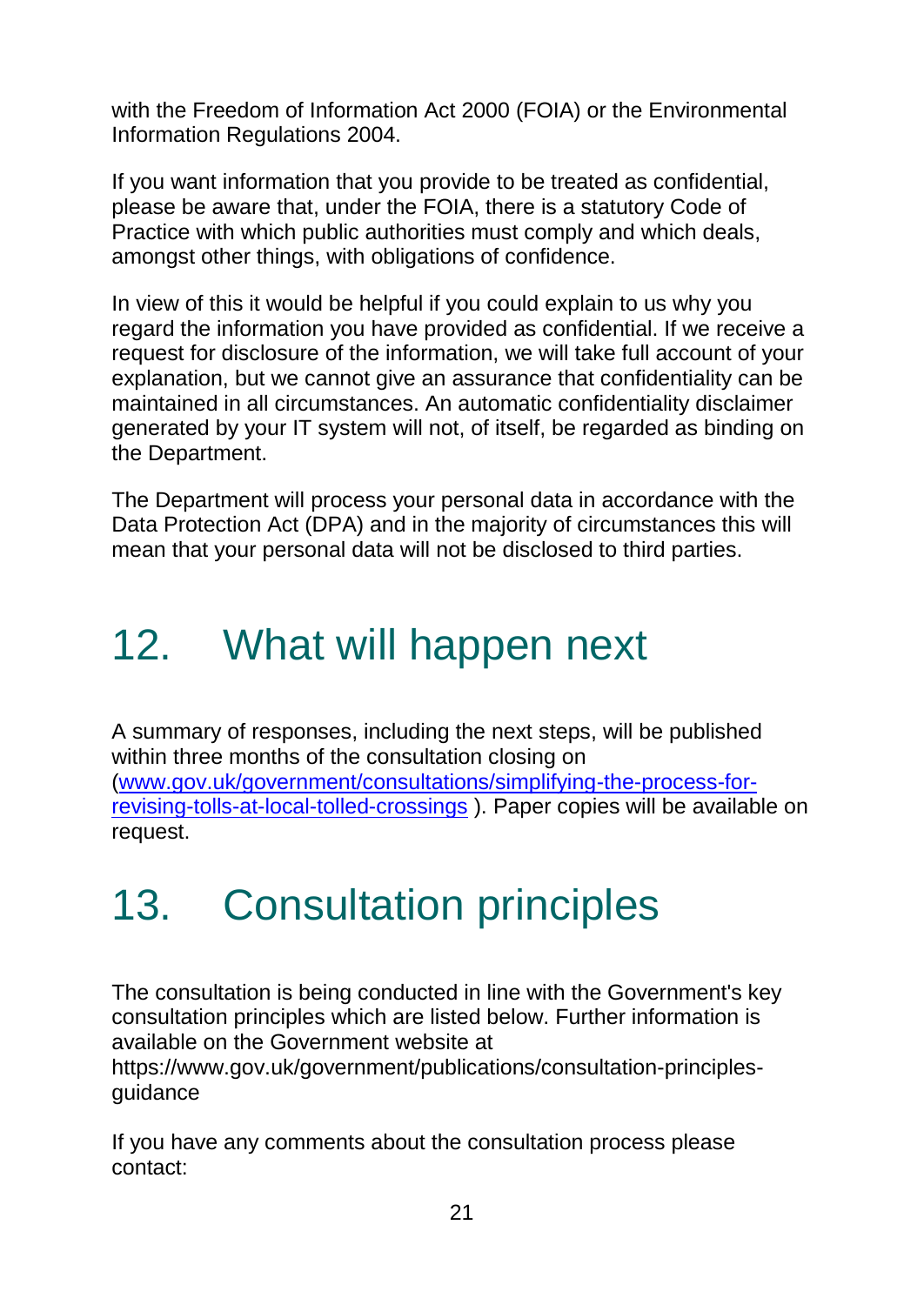with the Freedom of Information Act 2000 (FOIA) or the Environmental Information Regulations 2004.

If you want information that you provide to be treated as confidential, please be aware that, under the FOIA, there is a statutory Code of Practice with which public authorities must comply and which deals, amongst other things, with obligations of confidence.

In view of this it would be helpful if you could explain to us why you regard the information you have provided as confidential. If we receive a request for disclosure of the information, we will take full account of your explanation, but we cannot give an assurance that confidentiality can be maintained in all circumstances. An automatic confidentiality disclaimer generated by your IT system will not, of itself, be regarded as binding on the Department.

The Department will process your personal data in accordance with the Data Protection Act (DPA) and in the majority of circumstances this will mean that your personal data will not be disclosed to third parties.

# 12. What will happen next

A summary of responses, including the next steps, will be published within three months of the consultation closing on ([www.gov.uk/government/consultations/simplifying-the-process-for-revising-tolls-at-local-tolled-crossings](www.gov.uk/government/consultations/simplifying-the-process-for-revising-tolls-at-local-tolled-crossings) ). Paper copies will be available on request.

# 13. Consultation principles

The consultation is being conducted in line with the Government's key consultation principles which are listed below. Further information is available on the Government website at https://www.gov.uk/government/publications/consultation-principles-guidance

If you have any comments about the consultation process please contact: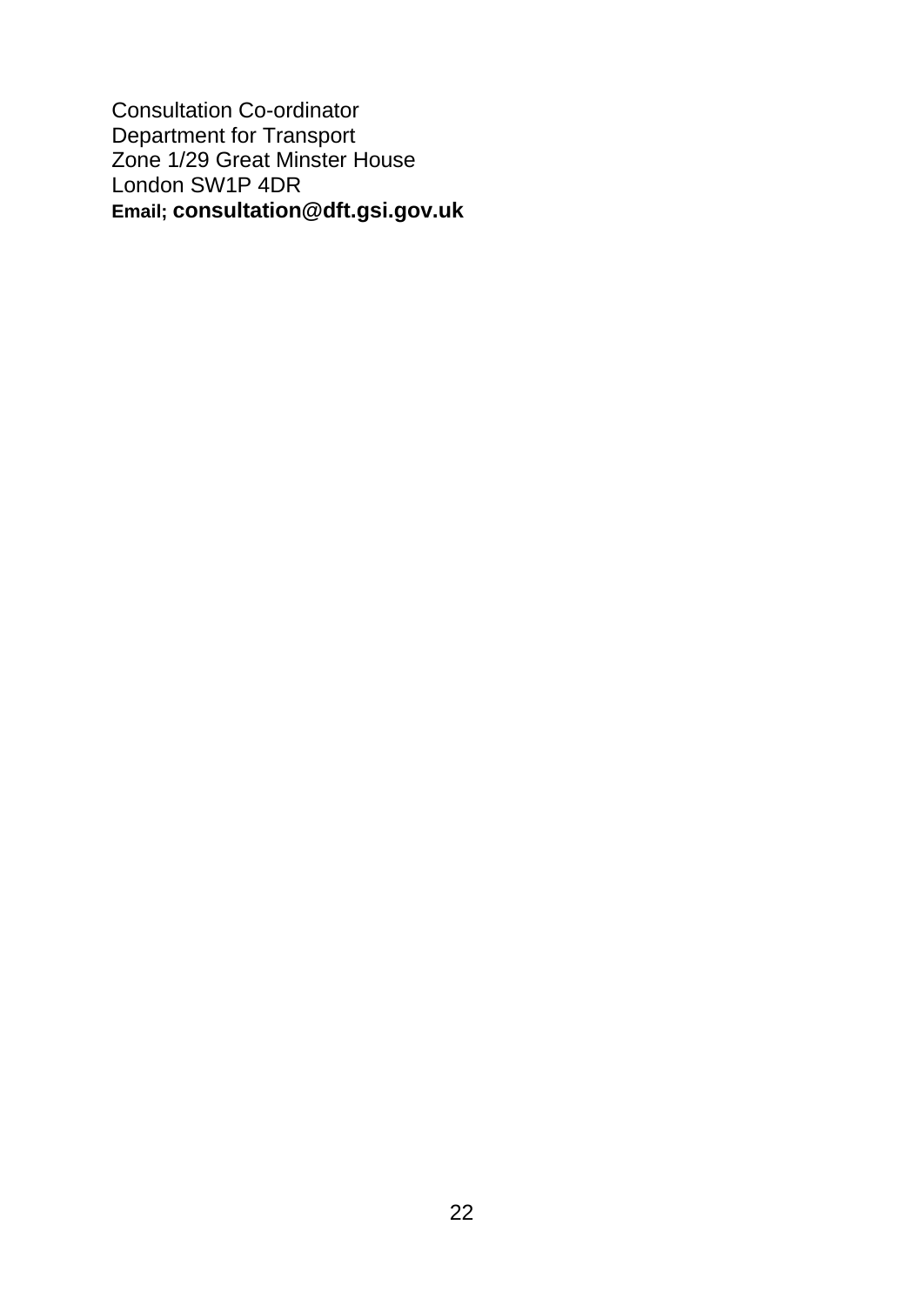Consultation Co-ordinator  
Department for Transport  
Zone 1/29 Great Minster House  
London SW1P 4DR  
**Email; consultation@dft.gsi.gov.uk**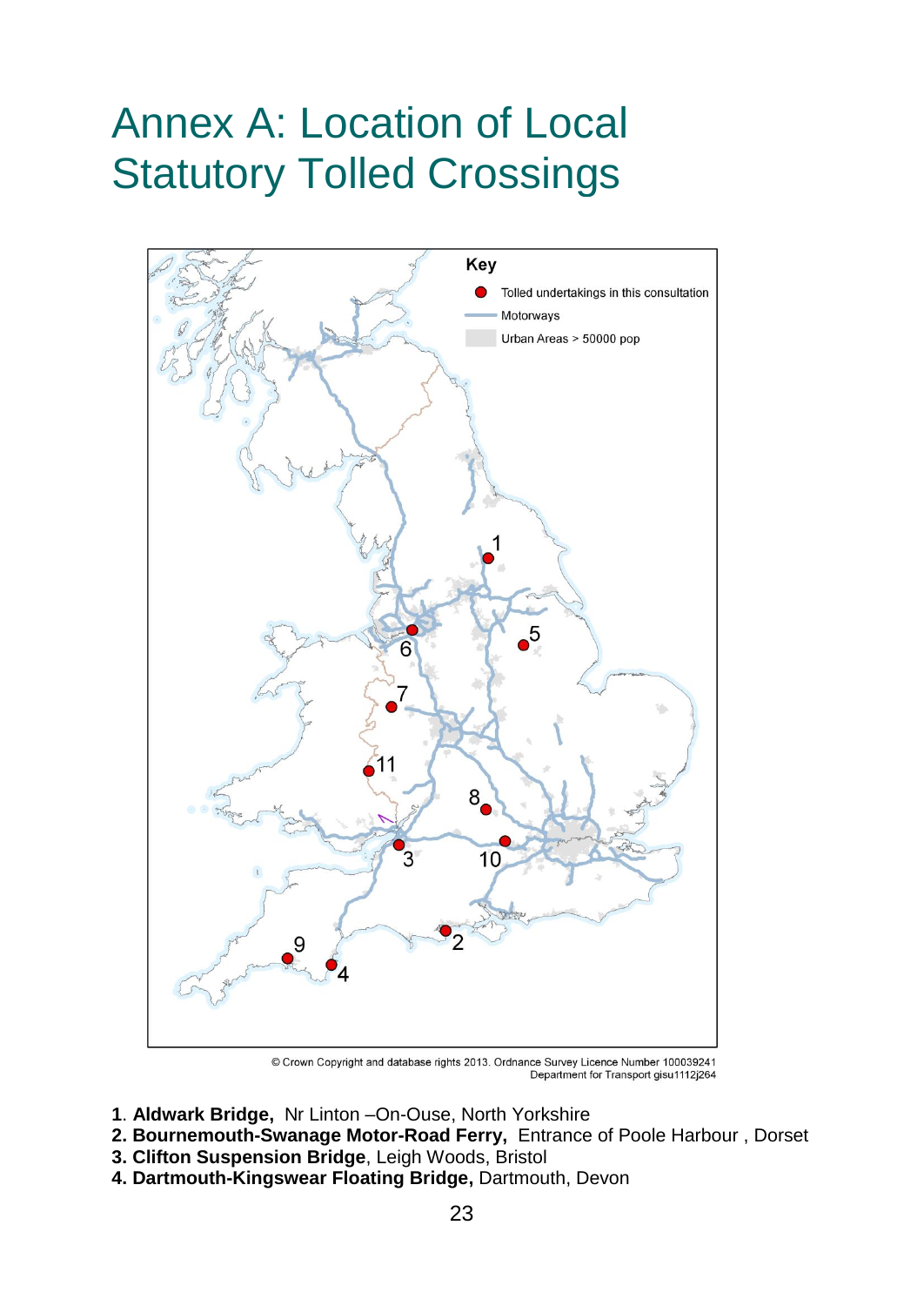# Annex A: Location of Local Statutory Tolled Crossings

Key

- Tolled undertakings in this consultation
- Motorways
- Urban Areas > 50000 pop

© Crown Copyright and database rights 2013. Ordnance Survey Licence Number 100039241
Department for Transport gisu1112j264

1. **Aldwark Bridge,** Nr Linton –On-Ouse, North Yorkshire
2. **Bournemouth-Swanage Motor-Road Ferry,** Entrance of Poole Harbour , Dorset
3. **Clifton Suspension Bridge**, Leigh Woods, Bristol
4. **Dartmouth-Kingswear Floating Bridge,** Dartmouth, Devon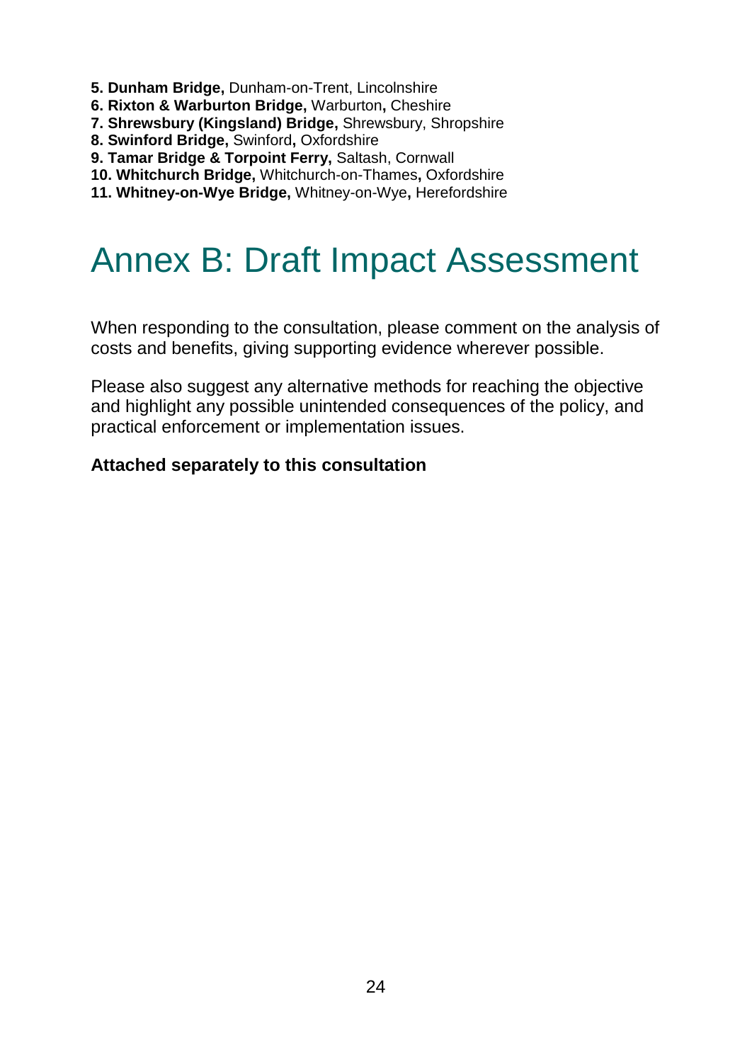5. **Dunham Bridge,** Dunham-on-Trent, Lincolnshire
6. **Rixton & Warburton Bridge,** Warburton**,** Cheshire
7. **Shrewsbury (Kingsland) Bridge,** Shrewsbury, Shropshire
8. **Swinford Bridge,** Swinford**,** Oxfordshire
9. **Tamar Bridge & Torpoint Ferry,** Saltash, Cornwall
10. **Whitchurch Bridge,** Whitchurch-on-Thames**,** Oxfordshire
11. **Whitney-on-Wye Bridge,** Whitney-on-Wye**,** Herefordshire

# Annex B: Draft Impact Assessment

When responding to the consultation, please comment on the analysis of costs and benefits, giving supporting evidence wherever possible.

Please also suggest any alternative methods for reaching the objective and highlight any possible unintended consequences of the policy, and practical enforcement or implementation issues.

**Attached separately to this consultation**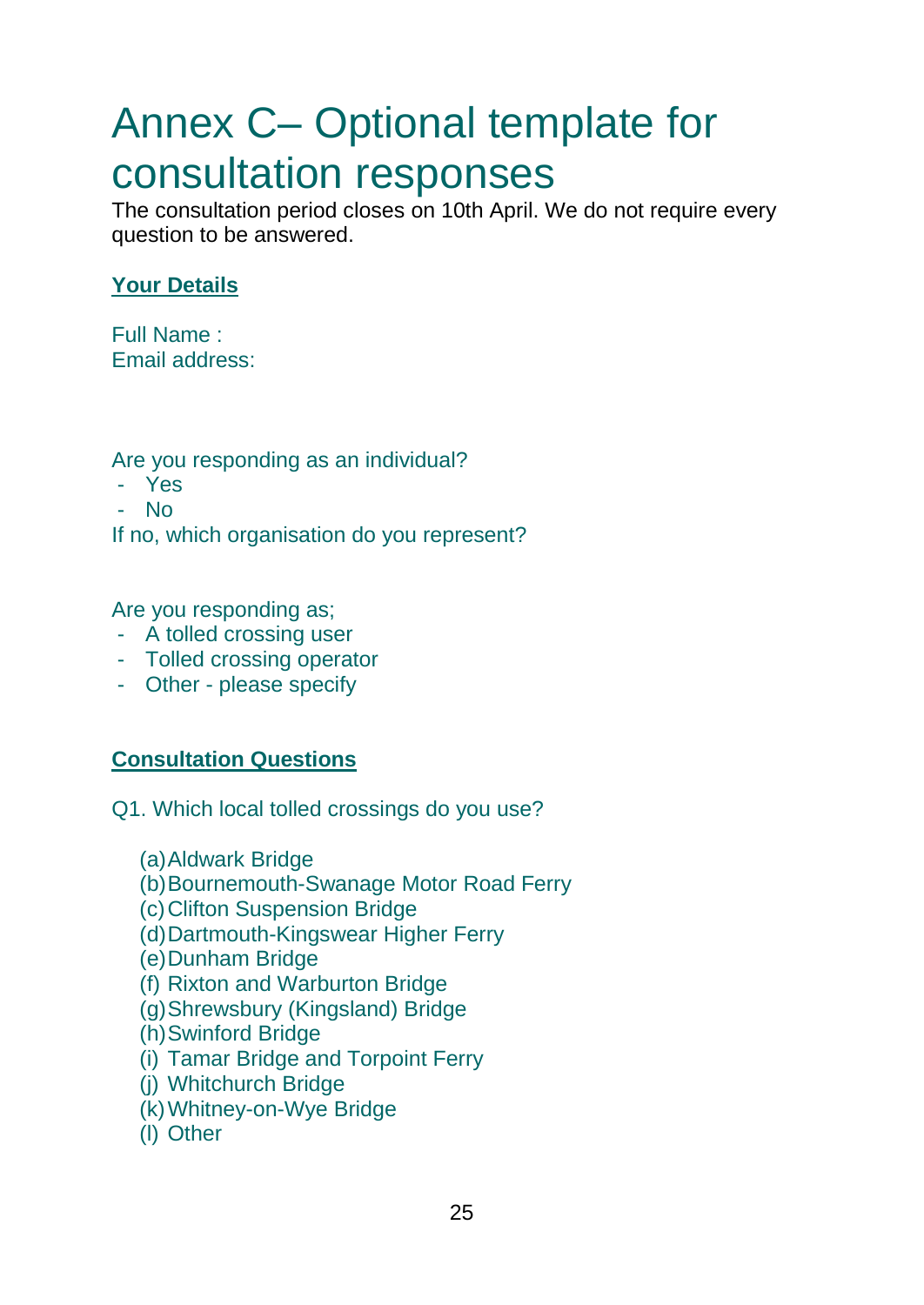# Annex C– Optional template for consultation responses

The consultation period closes on 10th April. We do not require every question to be answered.

**Your Details**

Full Name :
Email address:

Are you responding as an individual?

- Yes
- No

If no, which organisation do you represent?

Are you responding as;

- A tolled crossing user
- Tolled crossing operator
- Other - please specify

**Consultation Questions**

Q1. Which local tolled crossings do you use?

(a) Aldwark Bridge
(b) Bournemouth-Swanage Motor Road Ferry
(c) Clifton Suspension Bridge
(d) Dartmouth-Kingswear Higher Ferry
(e) Dunham Bridge
(f) Rixton and Warburton Bridge
(g) Shrewsbury (Kingsland) Bridge
(h) Swinford Bridge
(i) Tamar Bridge and Torpoint Ferry
(j) Whitchurch Bridge
(k) Whitney-on-Wye Bridge
(l) Other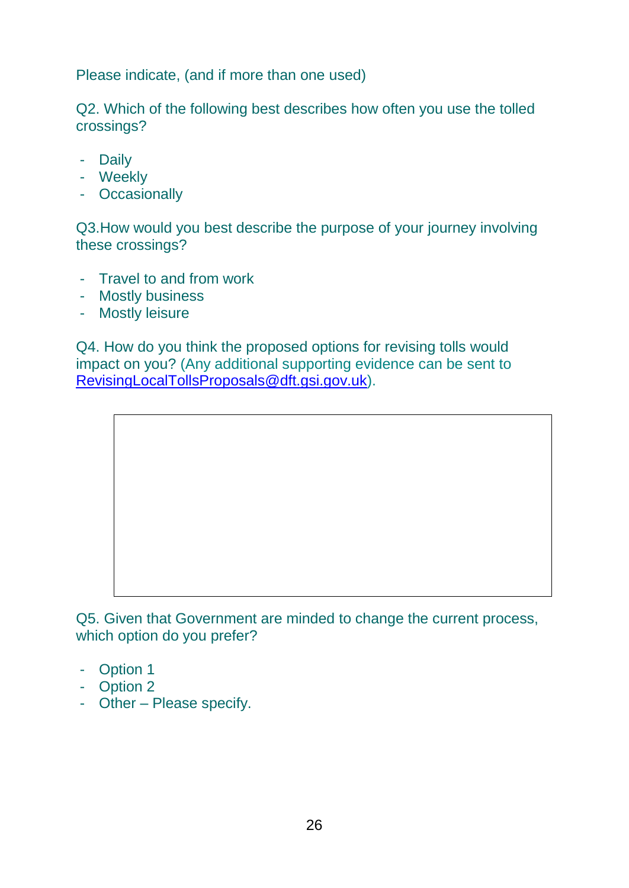Please indicate, (and if more than one used)

Q2. Which of the following best describes how often you use the tolled crossings?

- Daily
- Weekly
- Occasionally

Q3.How would you best describe the purpose of your journey involving these crossings?

- Travel to and from work
- Mostly business
- Mostly leisure

Q4. How do you think the proposed options for revising tolls would impact on you? (Any additional supporting evidence can be sent to RevisingLocalTollsProposals@dft.gsi.gov.uk).

Q5. Given that Government are minded to change the current process, which option do you prefer?

- Option 1
- Option 2
- Other – Please specify.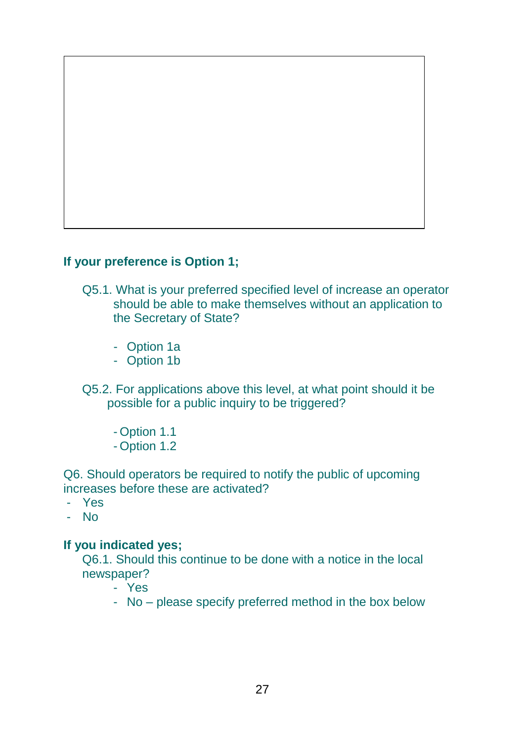**If your preference is Option 1;**

Q5.1. What is your preferred specified level of increase an operator should be able to make themselves without an application to the Secretary of State?

- Option 1a
- Option 1b

Q5.2. For applications above this level, at what point should it be possible for a public inquiry to be triggered?

- Option 1.1
- Option 1.2

Q6. Should operators be required to notify the public of upcoming increases before these are activated?

- Yes
- No

**If you indicated yes;**

Q6.1. Should this continue to be done with a notice in the local newspaper?

- Yes
- No – please specify preferred method in the box below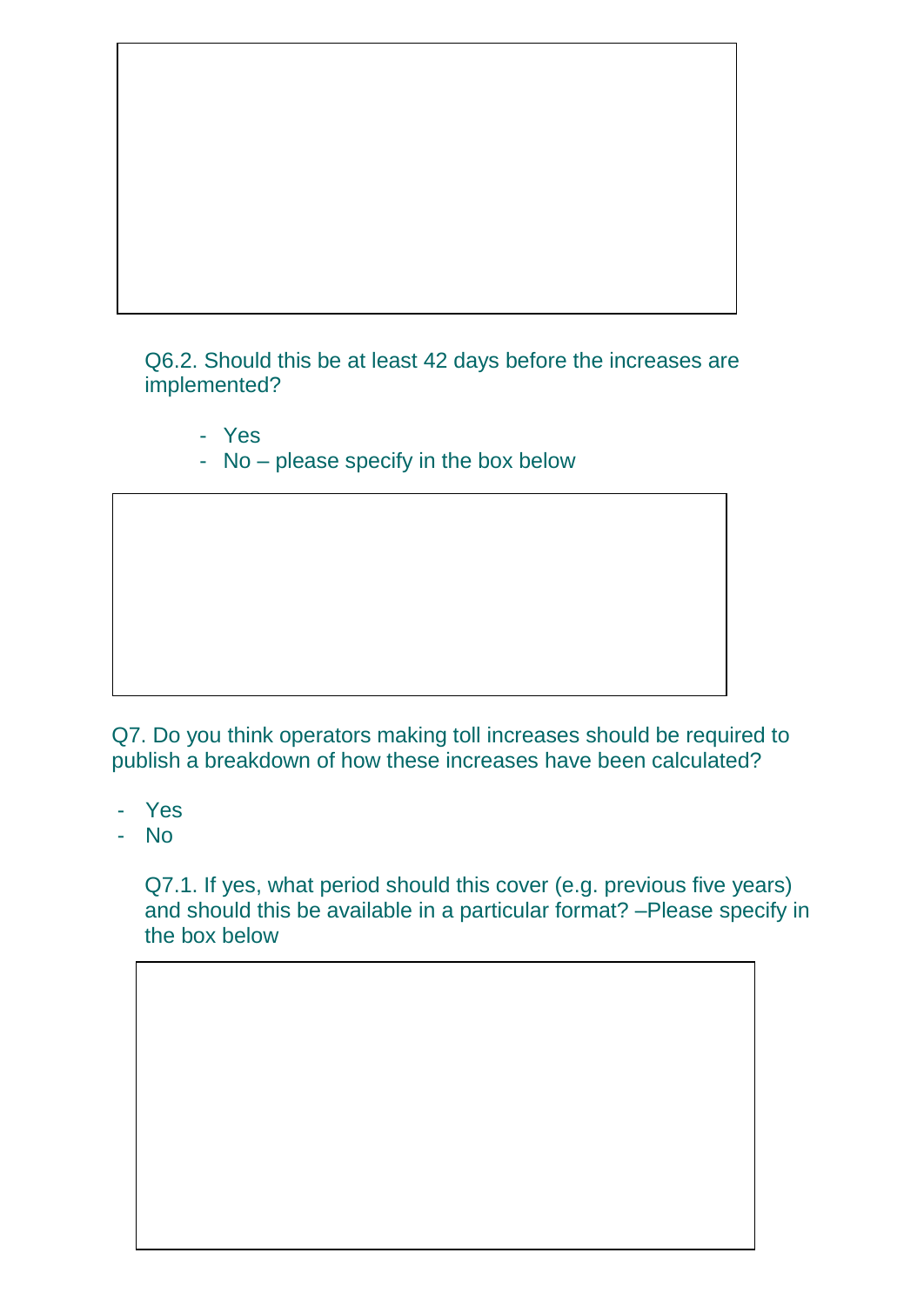Q6.2. Should this be at least 42 days before the increases are implemented?

- Yes
- No – please specify in the box below

Q7. Do you think operators making toll increases should be required to publish a breakdown of how these increases have been calculated?

- Yes
- No

Q7.1. If yes, what period should this cover (e.g. previous five years) and should this be available in a particular format? –Please specify in the box below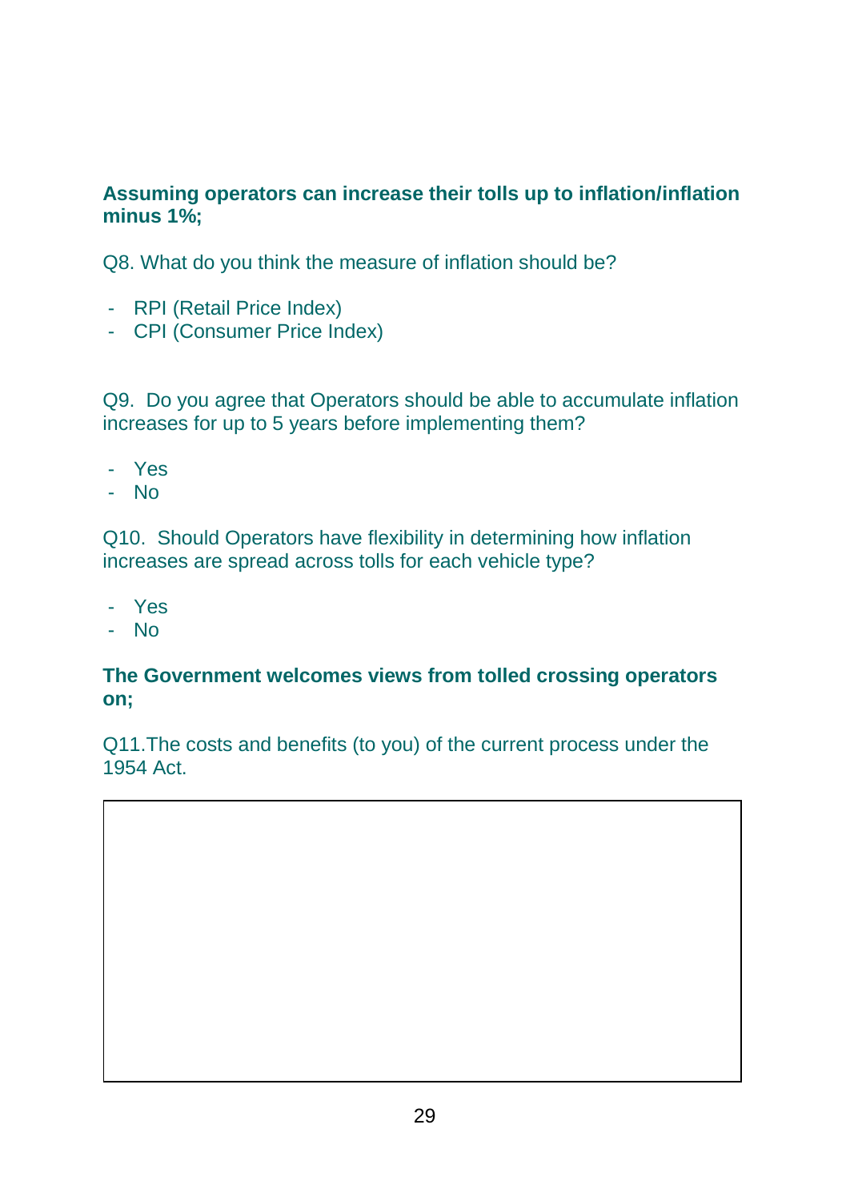**Assuming operators can increase their tolls up to inflation/inflation minus 1%;**

Q8. What do you think the measure of inflation should be?

- RPI (Retail Price Index)
- CPI (Consumer Price Index)

Q9. Do you agree that Operators should be able to accumulate inflation increases for up to 5 years before implementing them?

- Yes
- No

Q10. Should Operators have flexibility in determining how inflation increases are spread across tolls for each vehicle type?

- Yes
- No

**The Government welcomes views from tolled crossing operators on;**

Q11.The costs and benefits (to you) of the current process under the 1954 Act.

| |
|---|
| |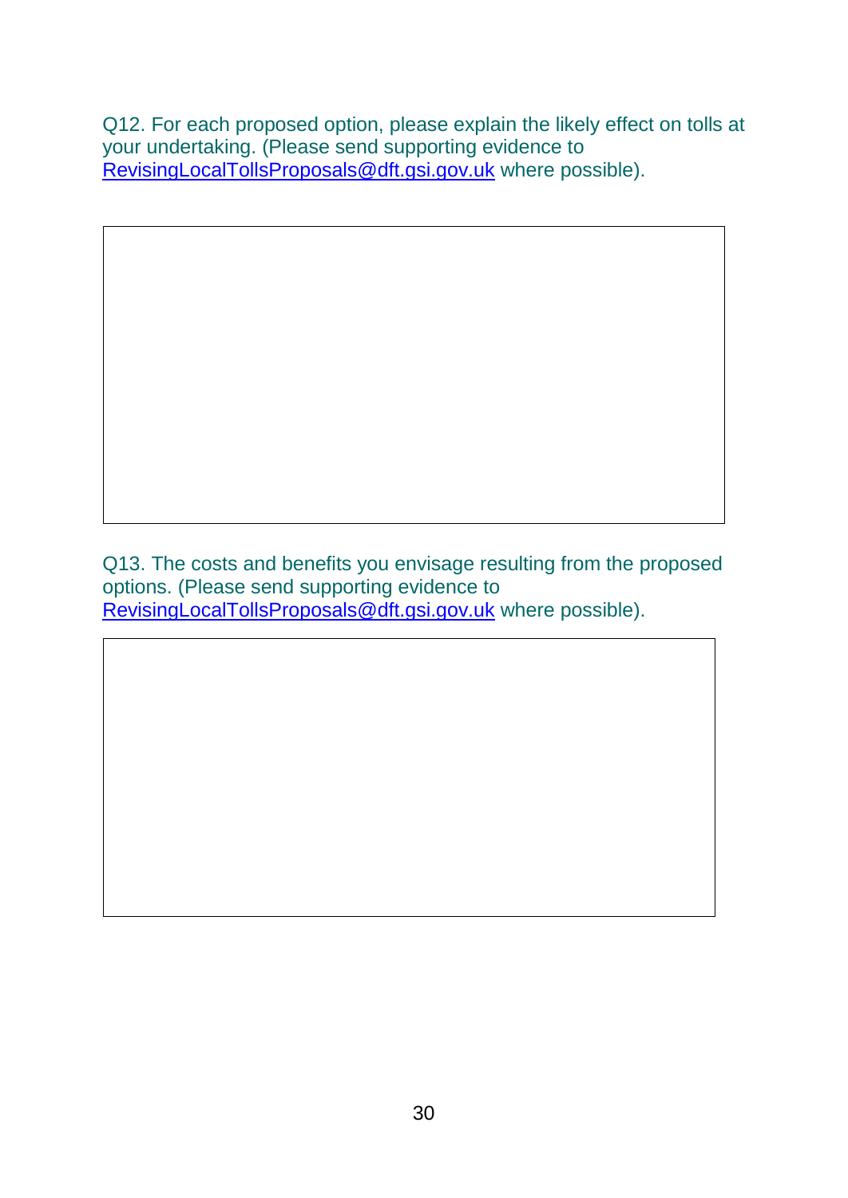Q12. For each proposed option, please explain the likely effect on tolls at your undertaking. (Please send supporting evidence to RevisingLocalTollsProposals@dft.gsi.gov.uk where possible).

Q13. The costs and benefits you envisage resulting from the proposed options. (Please send supporting evidence to RevisingLocalTollsProposals@dft.gsi.gov.uk where possible).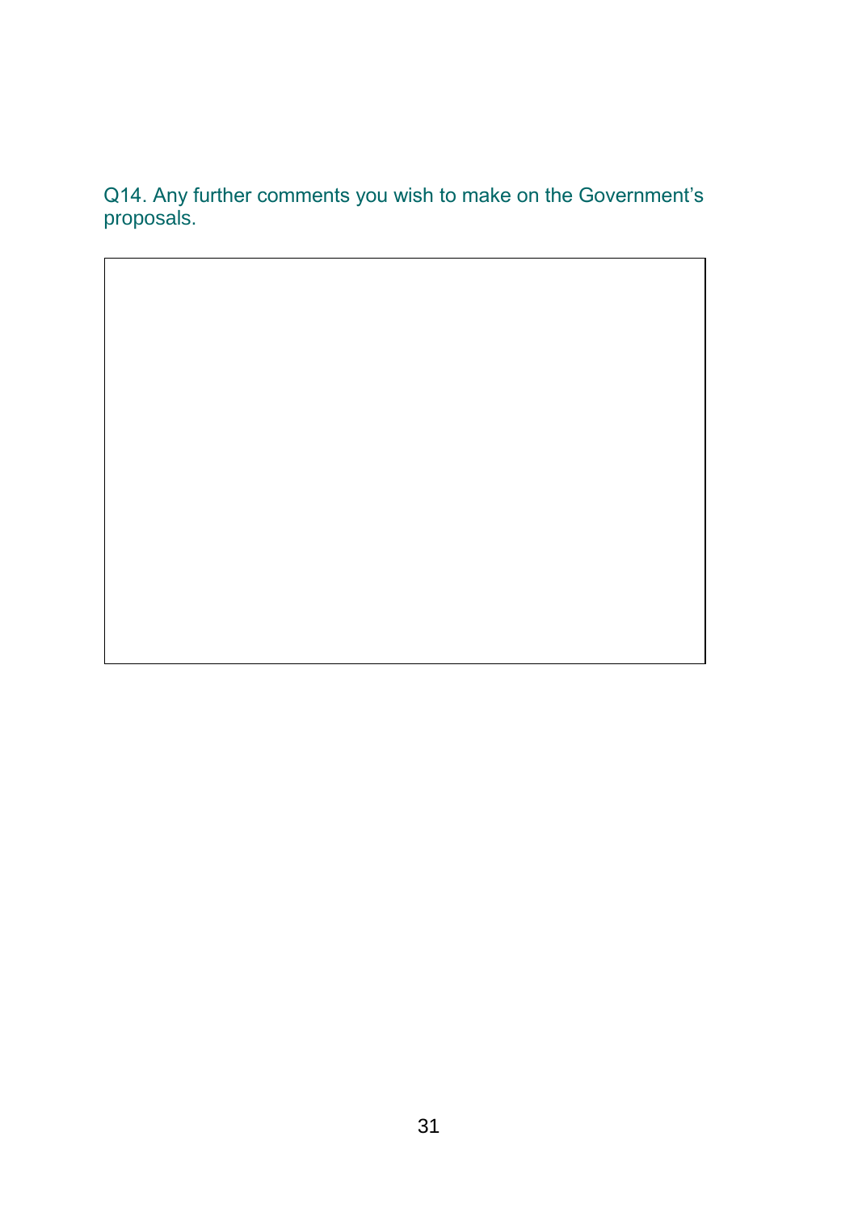Q14. Any further comments you wish to make on the Government's proposals.

|  |
| --- |
|  |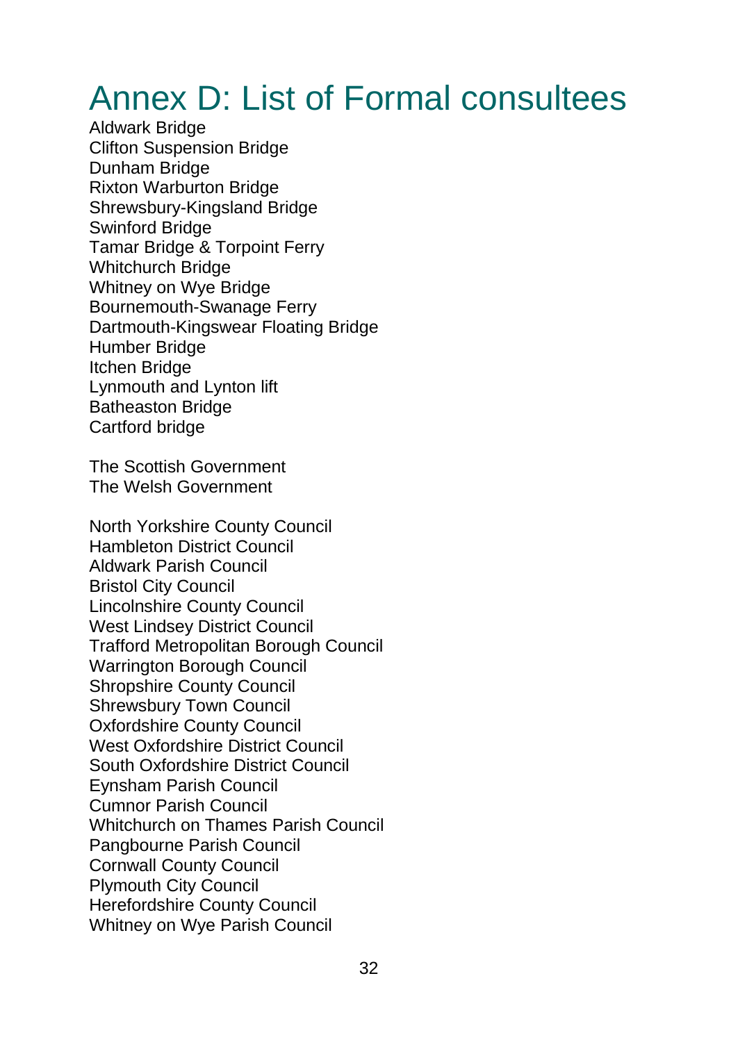# Annex D: List of Formal consultees

Aldwark Bridge
Clifton Suspension Bridge
Dunham Bridge
Rixton Warburton Bridge
Shrewsbury-Kingsland Bridge
Swinford Bridge
Tamar Bridge & Torpoint Ferry
Whitchurch Bridge
Whitney on Wye Bridge
Bournemouth-Swanage Ferry
Dartmouth-Kingswear Floating Bridge
Humber Bridge
Itchen Bridge
Lynmouth and Lynton lift
Batheaston Bridge
Cartford bridge

The Scottish Government
The Welsh Government

North Yorkshire County Council
Hambleton District Council
Aldwark Parish Council
Bristol City Council
Lincolnshire County Council
West Lindsey District Council
Trafford Metropolitan Borough Council
Warrington Borough Council
Shropshire County Council
Shrewsbury Town Council
Oxfordshire County Council
West Oxfordshire District Council
South Oxfordshire District Council
Eynsham Parish Council
Cumnor Parish Council
Whitchurch on Thames Parish Council
Pangbourne Parish Council
Cornwall County Council
Plymouth City Council
Herefordshire County Council
Whitney on Wye Parish Council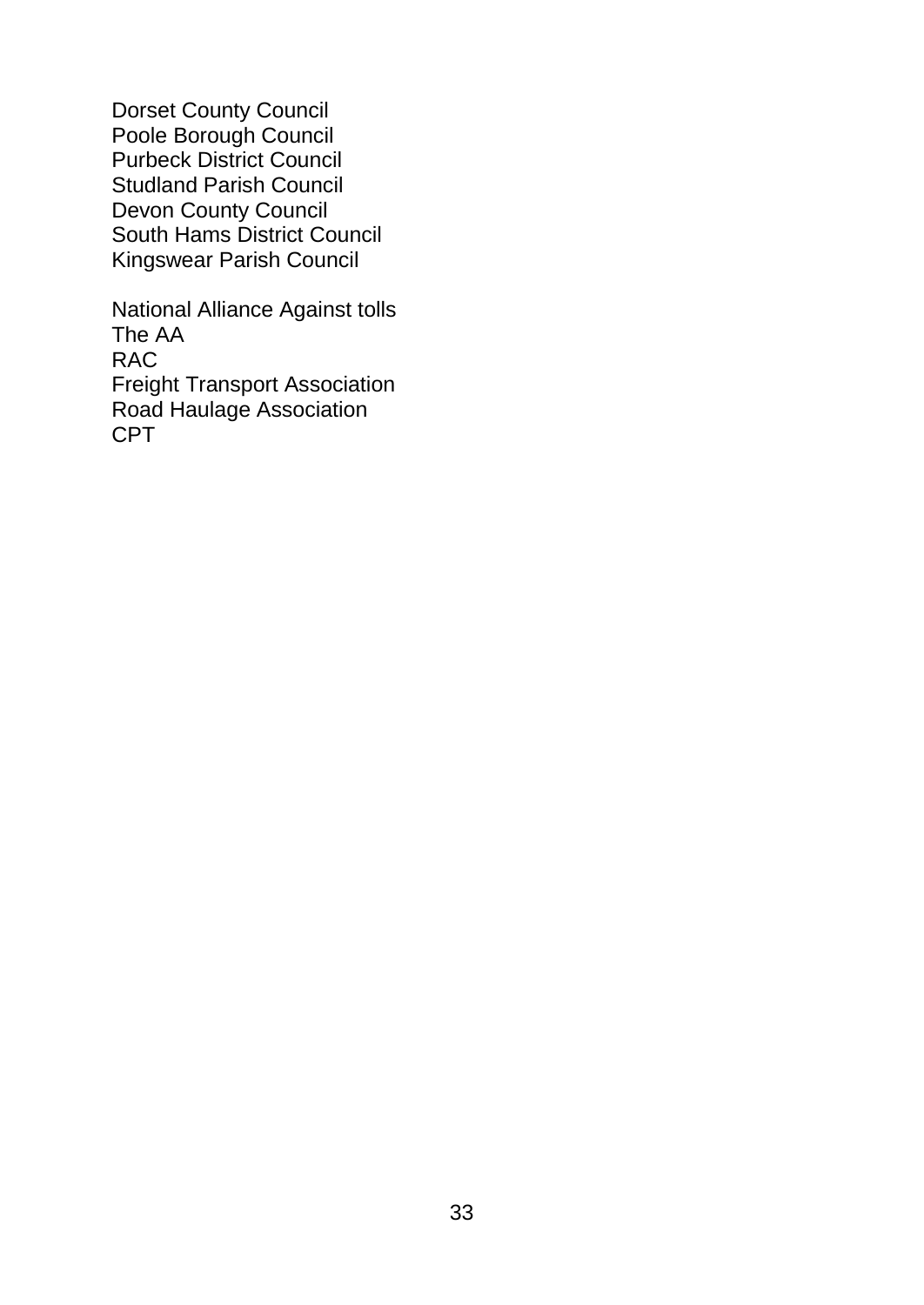Dorset County Council
Poole Borough Council
Purbeck District Council
Studland Parish Council
Devon County Council
South Hams District Council
Kingswear Parish Council

National Alliance Against tolls
The AA
RAC
Freight Transport Association
Road Haulage Association
CPT